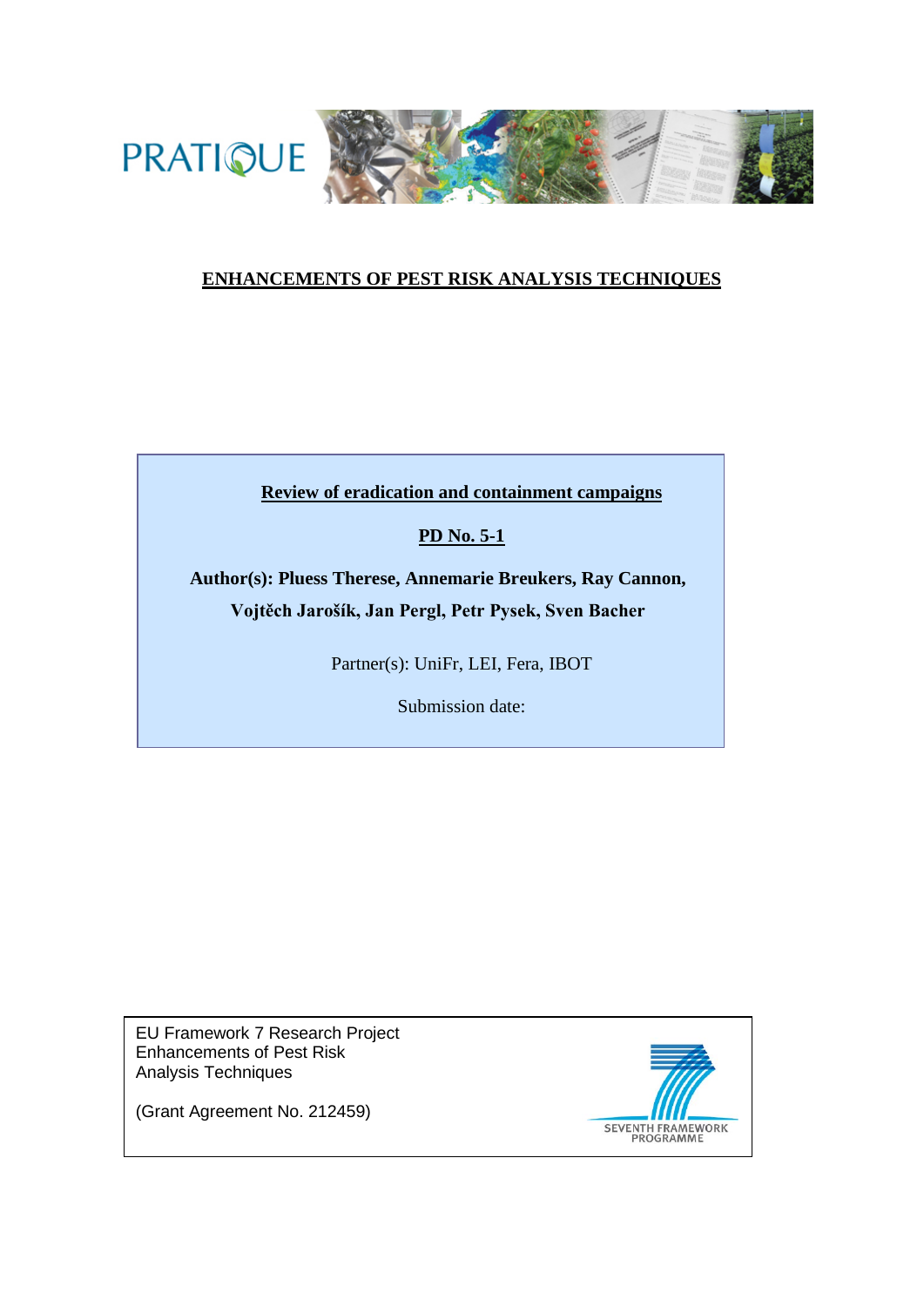PRATIQUE

# ENHANCEMENTS OF PEST RISK ANALYSIS TECHNIQUES

**Review of eradication and containment campaigns**

**PD No. 5-1**

**Author(s): Pluess Therese, Annemarie Breukers, Ray Cannon, Vojtěch Jarošík, Jan Pergl, Petr Pysek, Sven Bacher**

Partner(s): UniFr, LEI, Fera, IBOT

Submission date:

EU Framework 7 Research Project
Enhancements of Pest Risk
Analysis Techniques

(Grant Agreement No. 212459)

SEVENTH FRAMEWORK PROGRAMME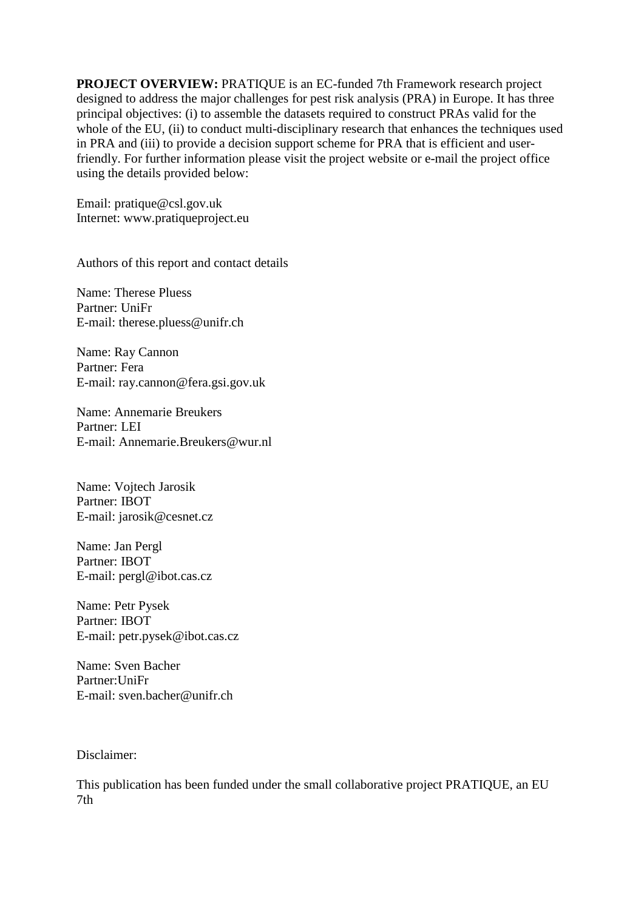**PROJECT OVERVIEW:** PRATIQUE is an EC-funded 7th Framework research project designed to address the major challenges for pest risk analysis (PRA) in Europe. It has three principal objectives: (i) to assemble the datasets required to construct PRAs valid for the whole of the EU, (ii) to conduct multi-disciplinary research that enhances the techniques used in PRA and (iii) to provide a decision support scheme for PRA that is efficient and user-friendly. For further information please visit the project website or e-mail the project office using the details provided below:

Email: pratique@csl.gov.uk
Internet: www.pratiqueproject.eu

Authors of this report and contact details

Name: Therese Pluess
Partner: UniFr
E-mail: therese.pluess@unifr.ch

Name: Ray Cannon
Partner: Fera
E-mail: ray.cannon@fera.gsi.gov.uk

Name: Annemarie Breukers
Partner: LEI
E-mail: Annemarie.Breukers@wur.nl

Name: Vojtech Jarosik
Partner: IBOT
E-mail: jarosik@cesnet.cz

Name: Jan Pergl
Partner: IBOT
E-mail: pergl@ibot.cas.cz

Name: Petr Pysek
Partner: IBOT
E-mail: petr.pysek@ibot.cas.cz

Name: Sven Bacher
Partner:UniFr
E-mail: sven.bacher@unifr.ch

Disclaimer:

This publication has been funded under the small collaborative project PRATIQUE, an EU 7th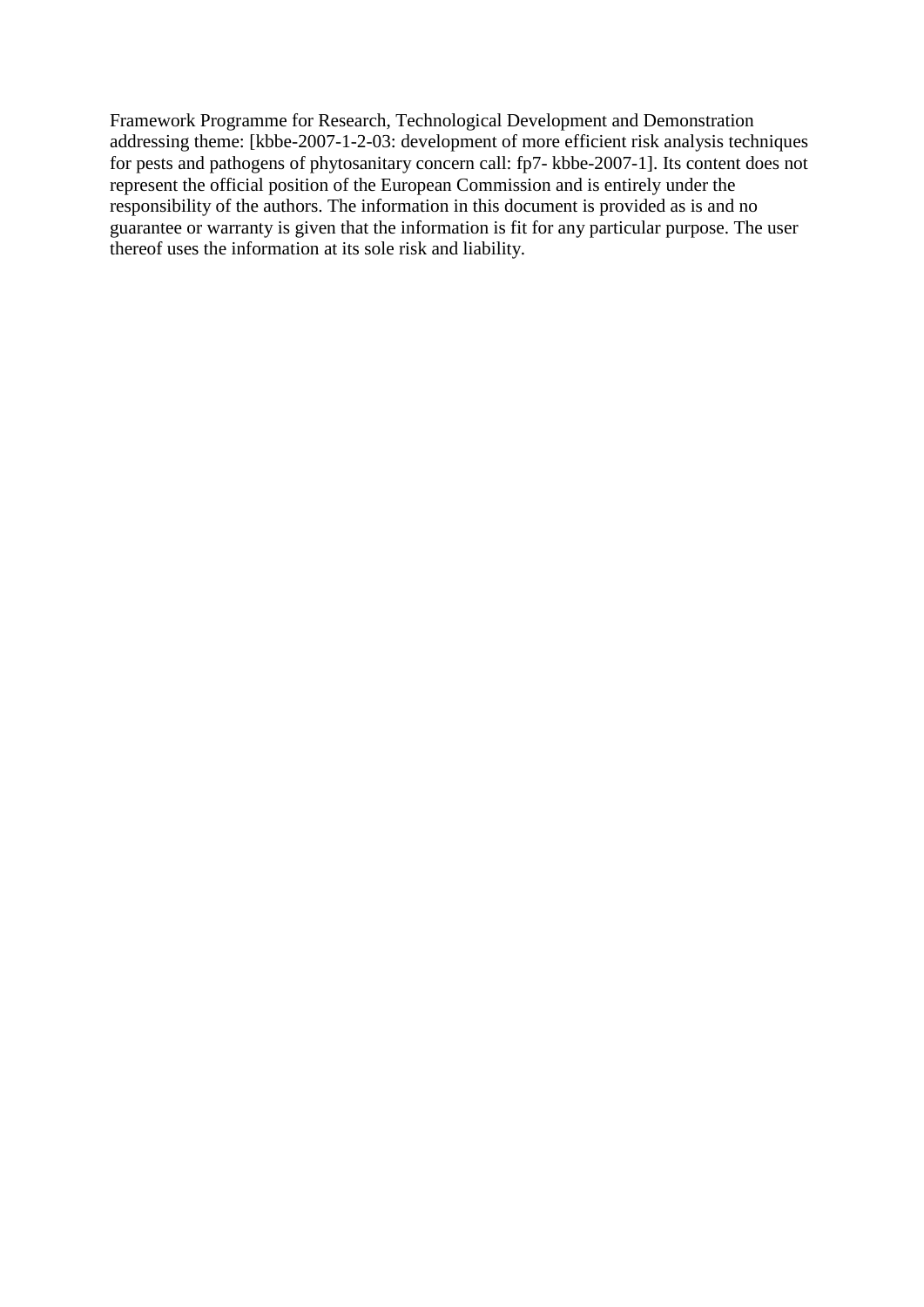Framework Programme for Research, Technological Development and Demonstration addressing theme: [kbbe-2007-1-2-03: development of more efficient risk analysis techniques for pests and pathogens of phytosanitary concern call: fp7- kbbe-2007-1]. Its content does not represent the official position of the European Commission and is entirely under the responsibility of the authors. The information in this document is provided as is and no guarantee or warranty is given that the information is fit for any particular purpose. The user thereof uses the information at its sole risk and liability.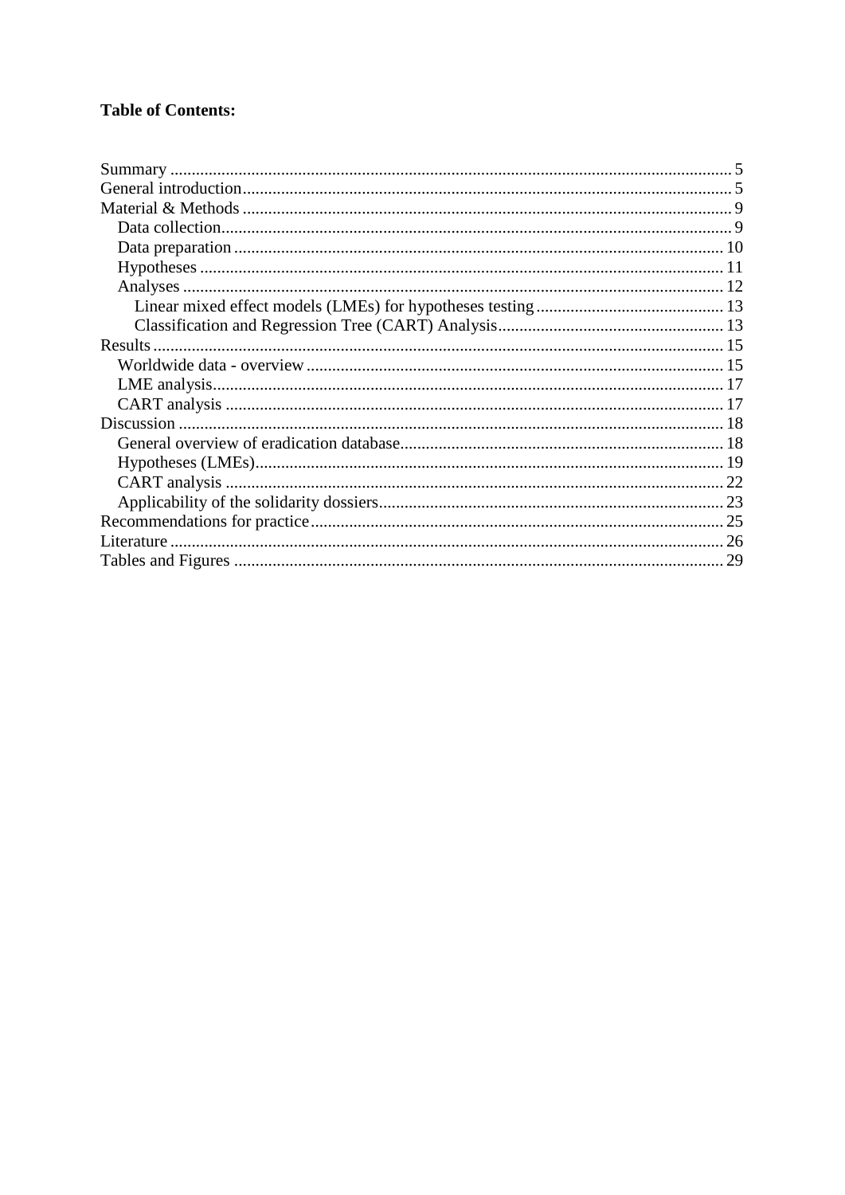**Table of Contents:**

- Summary ..... 5
- General introduction ..... 5
- Material & Methods ..... 9
  - Data collection ..... 9
  - Data preparation ..... 10
  - Hypotheses ..... 11
  - Analyses ..... 12
    - Linear mixed effect models (LMEs) for hypotheses testing ..... 13
    - Classification and Regression Tree (CART) Analysis ..... 13
- Results ..... 15
  - Worldwide data - overview ..... 15
  - LME analysis ..... 17
  - CART analysis ..... 17
- Discussion ..... 18
  - General overview of eradication database ..... 18
  - Hypotheses (LMEs) ..... 19
  - CART analysis ..... 22
  - Applicability of the solidarity dossiers ..... 23
- Recommendations for practice ..... 25
- Literature ..... 26
- Tables and Figures ..... 29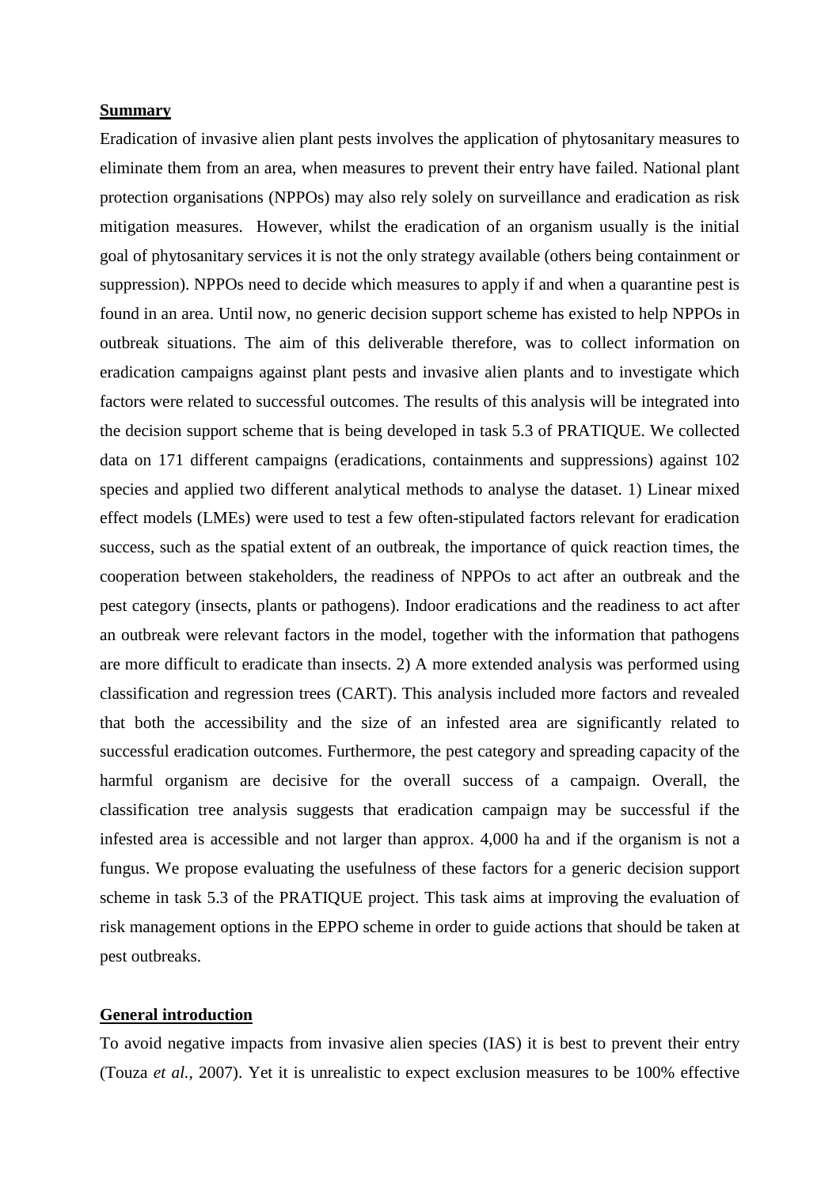## Summary

Eradication of invasive alien plant pests involves the application of phytosanitary measures to eliminate them from an area, when measures to prevent their entry have failed. National plant protection organisations (NPPOs) may also rely solely on surveillance and eradication as risk mitigation measures. However, whilst the eradication of an organism usually is the initial goal of phytosanitary services it is not the only strategy available (others being containment or suppression). NPPOs need to decide which measures to apply if and when a quarantine pest is found in an area. Until now, no generic decision support scheme has existed to help NPPOs in outbreak situations. The aim of this deliverable therefore, was to collect information on eradication campaigns against plant pests and invasive alien plants and to investigate which factors were related to successful outcomes. The results of this analysis will be integrated into the decision support scheme that is being developed in task 5.3 of PRATIQUE. We collected data on 171 different campaigns (eradications, containments and suppressions) against 102 species and applied two different analytical methods to analyse the dataset. 1) Linear mixed effect models (LMEs) were used to test a few often-stipulated factors relevant for eradication success, such as the spatial extent of an outbreak, the importance of quick reaction times, the cooperation between stakeholders, the readiness of NPPOs to act after an outbreak and the pest category (insects, plants or pathogens). Indoor eradications and the readiness to act after an outbreak were relevant factors in the model, together with the information that pathogens are more difficult to eradicate than insects. 2) A more extended analysis was performed using classification and regression trees (CART). This analysis included more factors and revealed that both the accessibility and the size of an infested area are significantly related to successful eradication outcomes. Furthermore, the pest category and spreading capacity of the harmful organism are decisive for the overall success of a campaign. Overall, the classification tree analysis suggests that eradication campaign may be successful if the infested area is accessible and not larger than approx. 4,000 ha and if the organism is not a fungus. We propose evaluating the usefulness of these factors for a generic decision support scheme in task 5.3 of the PRATIQUE project. This task aims at improving the evaluation of risk management options in the EPPO scheme in order to guide actions that should be taken at pest outbreaks.

## General introduction

To avoid negative impacts from invasive alien species (IAS) it is best to prevent their entry (Touza *et al.*, 2007). Yet it is unrealistic to expect exclusion measures to be 100% effective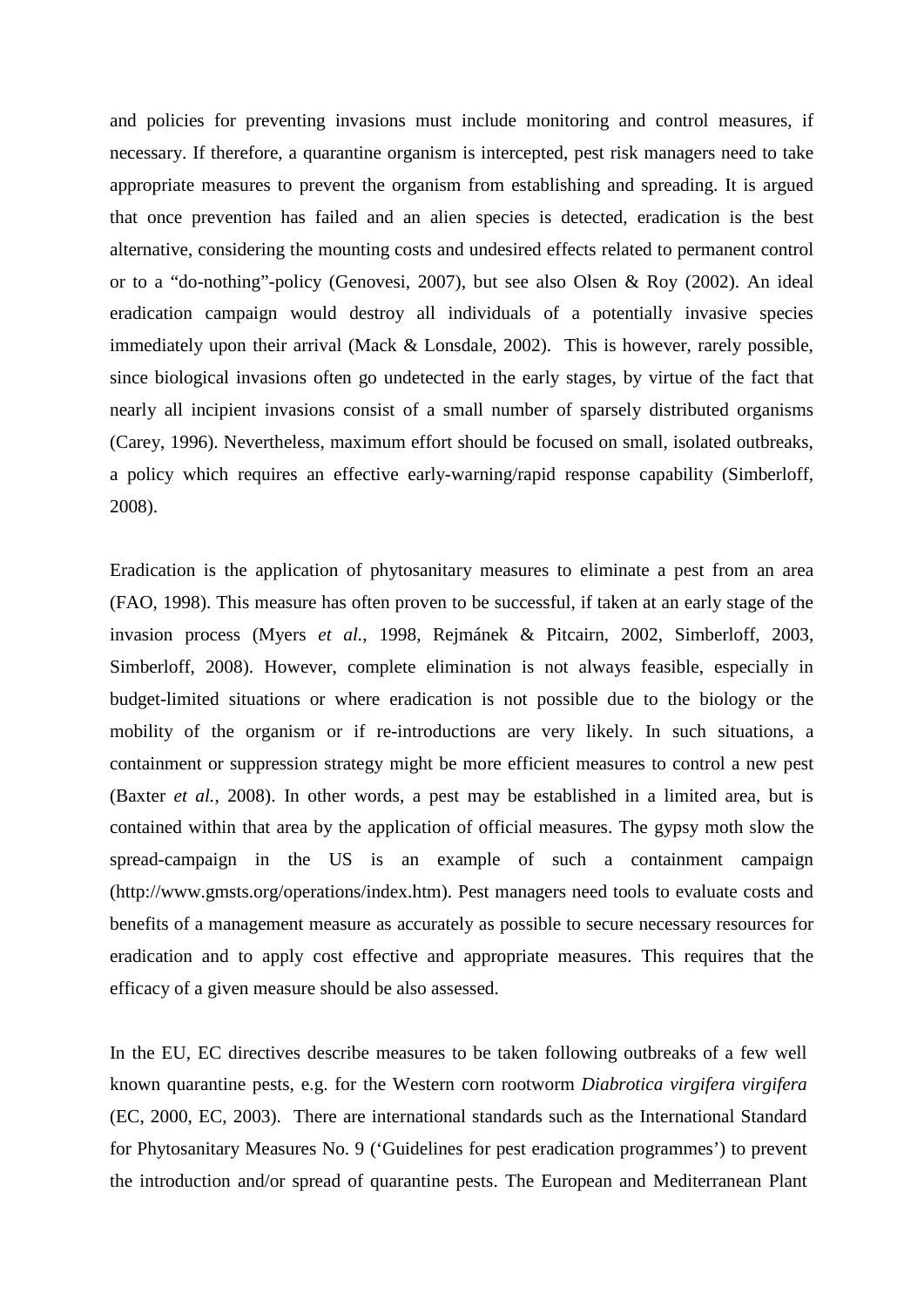and policies for preventing invasions must include monitoring and control measures, if necessary. If therefore, a quarantine organism is intercepted, pest risk managers need to take appropriate measures to prevent the organism from establishing and spreading. It is argued that once prevention has failed and an alien species is detected, eradication is the best alternative, considering the mounting costs and undesired effects related to permanent control or to a "do-nothing"-policy (Genovesi, 2007), but see also Olsen & Roy (2002). An ideal eradication campaign would destroy all individuals of a potentially invasive species immediately upon their arrival (Mack & Lonsdale, 2002). This is however, rarely possible, since biological invasions often go undetected in the early stages, by virtue of the fact that nearly all incipient invasions consist of a small number of sparsely distributed organisms (Carey, 1996). Nevertheless, maximum effort should be focused on small, isolated outbreaks, a policy which requires an effective early-warning/rapid response capability (Simberloff, 2008).

Eradication is the application of phytosanitary measures to eliminate a pest from an area (FAO, 1998). This measure has often proven to be successful, if taken at an early stage of the invasion process (Myers *et al.*, 1998, Rejmánek & Pitcairn, 2002, Simberloff, 2003, Simberloff, 2008). However, complete elimination is not always feasible, especially in budget-limited situations or where eradication is not possible due to the biology or the mobility of the organism or if re-introductions are very likely. In such situations, a containment or suppression strategy might be more efficient measures to control a new pest (Baxter *et al.*, 2008). In other words, a pest may be established in a limited area, but is contained within that area by the application of official measures. The gypsy moth slow the spread-campaign in the US is an example of such a containment campaign (http://www.gmsts.org/operations/index.htm). Pest managers need tools to evaluate costs and benefits of a management measure as accurately as possible to secure necessary resources for eradication and to apply cost effective and appropriate measures. This requires that the efficacy of a given measure should be also assessed.

In the EU, EC directives describe measures to be taken following outbreaks of a few well known quarantine pests, e.g. for the Western corn rootworm *Diabrotica virgifera virgifera* (EC, 2000, EC, 2003). There are international standards such as the International Standard for Phytosanitary Measures No. 9 ('Guidelines for pest eradication programmes') to prevent the introduction and/or spread of quarantine pests. The European and Mediterranean Plant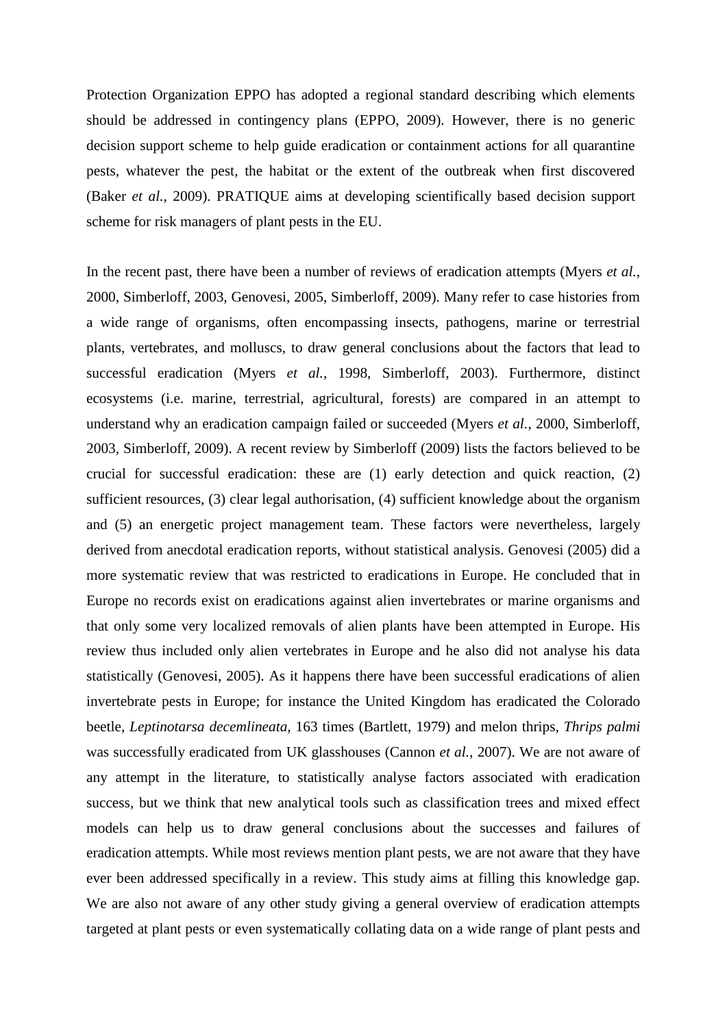Protection Organization EPPO has adopted a regional standard describing which elements should be addressed in contingency plans (EPPO, 2009). However, there is no generic decision support scheme to help guide eradication or containment actions for all quarantine pests, whatever the pest, the habitat or the extent of the outbreak when first discovered (Baker *et al.*, 2009). PRATIQUE aims at developing scientifically based decision support scheme for risk managers of plant pests in the EU.

In the recent past, there have been a number of reviews of eradication attempts (Myers *et al.*, 2000, Simberloff, 2003, Genovesi, 2005, Simberloff, 2009). Many refer to case histories from a wide range of organisms, often encompassing insects, pathogens, marine or terrestrial plants, vertebrates, and molluscs, to draw general conclusions about the factors that lead to successful eradication (Myers *et al.*, 1998, Simberloff, 2003). Furthermore, distinct ecosystems (i.e. marine, terrestrial, agricultural, forests) are compared in an attempt to understand why an eradication campaign failed or succeeded (Myers *et al.*, 2000, Simberloff, 2003, Simberloff, 2009). A recent review by Simberloff (2009) lists the factors believed to be crucial for successful eradication: these are (1) early detection and quick reaction, (2) sufficient resources, (3) clear legal authorisation, (4) sufficient knowledge about the organism and (5) an energetic project management team. These factors were nevertheless, largely derived from anecdotal eradication reports, without statistical analysis. Genovesi (2005) did a more systematic review that was restricted to eradications in Europe. He concluded that in Europe no records exist on eradications against alien invertebrates or marine organisms and that only some very localized removals of alien plants have been attempted in Europe. His review thus included only alien vertebrates in Europe and he also did not analyse his data statistically (Genovesi, 2005). As it happens there have been successful eradications of alien invertebrate pests in Europe; for instance the United Kingdom has eradicated the Colorado beetle, *Leptinotarsa decemlineata*, 163 times (Bartlett, 1979) and melon thrips, *Thrips palmi* was successfully eradicated from UK glasshouses (Cannon *et al.*, 2007). We are not aware of any attempt in the literature, to statistically analyse factors associated with eradication success, but we think that new analytical tools such as classification trees and mixed effect models can help us to draw general conclusions about the successes and failures of eradication attempts. While most reviews mention plant pests, we are not aware that they have ever been addressed specifically in a review. This study aims at filling this knowledge gap. We are also not aware of any other study giving a general overview of eradication attempts targeted at plant pests or even systematically collating data on a wide range of plant pests and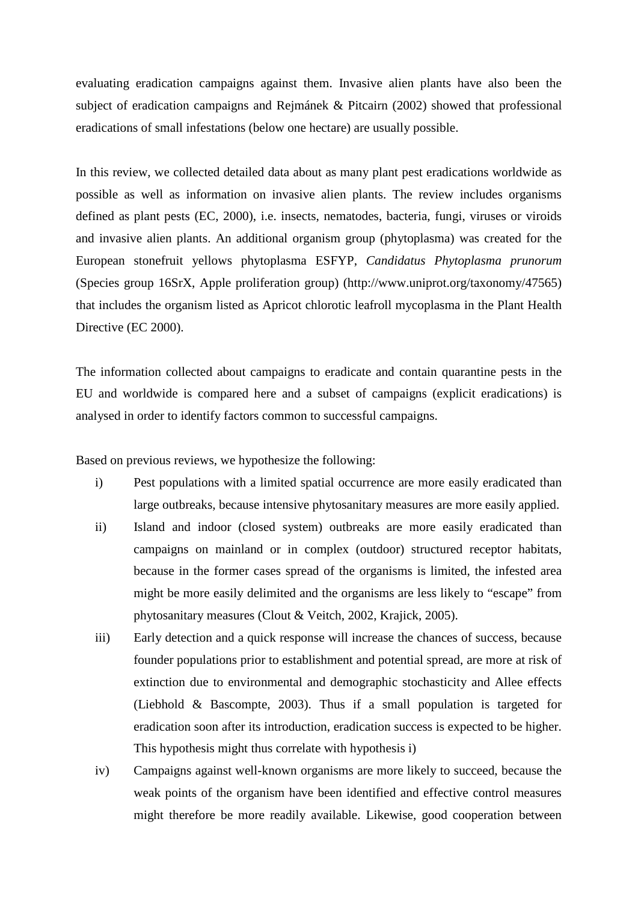evaluating eradication campaigns against them. Invasive alien plants have also been the subject of eradication campaigns and Rejmánek & Pitcairn (2002) showed that professional eradications of small infestations (below one hectare) are usually possible.

In this review, we collected detailed data about as many plant pest eradications worldwide as possible as well as information on invasive alien plants. The review includes organisms defined as plant pests (EC, 2000), i.e. insects, nematodes, bacteria, fungi, viruses or viroids and invasive alien plants. An additional organism group (phytoplasma) was created for the European stonefruit yellows phytoplasma ESFYP, *Candidatus Phytoplasma prunorum* (Species group 16SrX, Apple proliferation group) (http://www.uniprot.org/taxonomy/47565) that includes the organism listed as Apricot chlorotic leafroll mycoplasma in the Plant Health Directive (EC 2000).

The information collected about campaigns to eradicate and contain quarantine pests in the EU and worldwide is compared here and a subset of campaigns (explicit eradications) is analysed in order to identify factors common to successful campaigns.

Based on previous reviews, we hypothesize the following:

i) Pest populations with a limited spatial occurrence are more easily eradicated than large outbreaks, because intensive phytosanitary measures are more easily applied.
ii) Island and indoor (closed system) outbreaks are more easily eradicated than campaigns on mainland or in complex (outdoor) structured receptor habitats, because in the former cases spread of the organisms is limited, the infested area might be more easily delimited and the organisms are less likely to "escape" from phytosanitary measures (Clout & Veitch, 2002, Krajick, 2005).
iii) Early detection and a quick response will increase the chances of success, because founder populations prior to establishment and potential spread, are more at risk of extinction due to environmental and demographic stochasticity and Allee effects (Liebhold & Bascompte, 2003). Thus if a small population is targeted for eradication soon after its introduction, eradication success is expected to be higher. This hypothesis might thus correlate with hypothesis i)
iv) Campaigns against well-known organisms are more likely to succeed, because the weak points of the organism have been identified and effective control measures might therefore be more readily available. Likewise, good cooperation between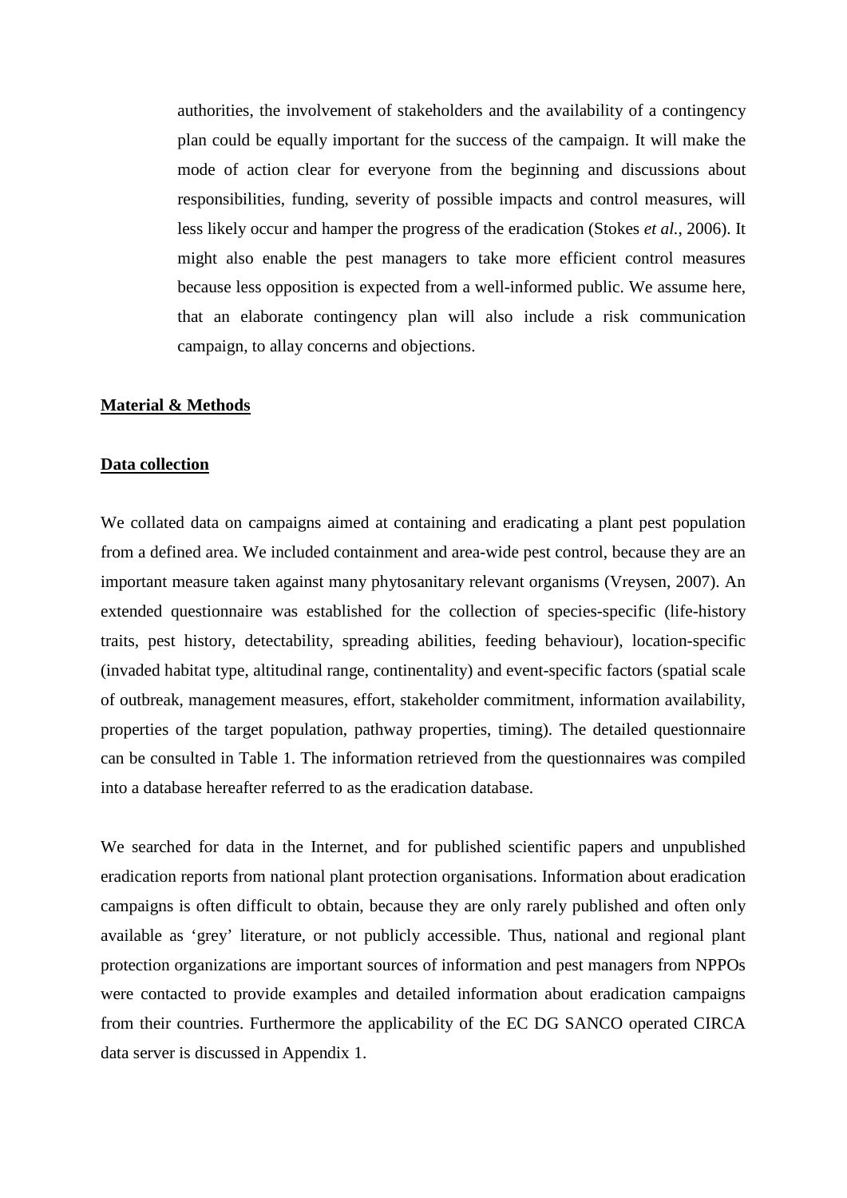authorities, the involvement of stakeholders and the availability of a contingency plan could be equally important for the success of the campaign. It will make the mode of action clear for everyone from the beginning and discussions about responsibilities, funding, severity of possible impacts and control measures, will less likely occur and hamper the progress of the eradication (Stokes *et al.*, 2006). It might also enable the pest managers to take more efficient control measures because less opposition is expected from a well-informed public. We assume here, that an elaborate contingency plan will also include a risk communication campaign, to allay concerns and objections.

## Material & Methods

### Data collection

We collated data on campaigns aimed at containing and eradicating a plant pest population from a defined area. We included containment and area-wide pest control, because they are an important measure taken against many phytosanitary relevant organisms (Vreysen, 2007). An extended questionnaire was established for the collection of species-specific (life-history traits, pest history, detectability, spreading abilities, feeding behaviour), location-specific (invaded habitat type, altitudinal range, continentality) and event-specific factors (spatial scale of outbreak, management measures, effort, stakeholder commitment, information availability, properties of the target population, pathway properties, timing). The detailed questionnaire can be consulted in Table 1. The information retrieved from the questionnaires was compiled into a database hereafter referred to as the eradication database.

We searched for data in the Internet, and for published scientific papers and unpublished eradication reports from national plant protection organisations. Information about eradication campaigns is often difficult to obtain, because they are only rarely published and often only available as 'grey' literature, or not publicly accessible. Thus, national and regional plant protection organizations are important sources of information and pest managers from NPPOs were contacted to provide examples and detailed information about eradication campaigns from their countries. Furthermore the applicability of the EC DG SANCO operated CIRCA data server is discussed in Appendix 1.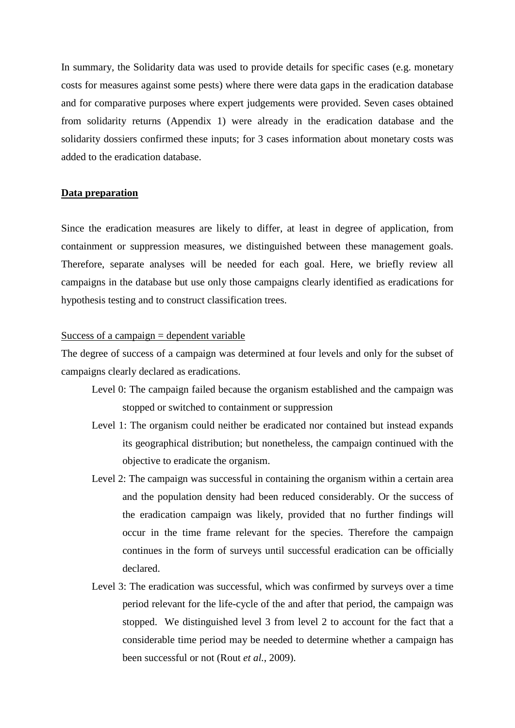In summary, the Solidarity data was used to provide details for specific cases (e.g. monetary costs for measures against some pests) where there were data gaps in the eradication database and for comparative purposes where expert judgements were provided. Seven cases obtained from solidarity returns (Appendix 1) were already in the eradication database and the solidarity dossiers confirmed these inputs; for 3 cases information about monetary costs was added to the eradication database.

## Data preparation

Since the eradication measures are likely to differ, at least in degree of application, from containment or suppression measures, we distinguished between these management goals. Therefore, separate analyses will be needed for each goal. Here, we briefly review all campaigns in the database but use only those campaigns clearly identified as eradications for hypothesis testing and to construct classification trees.

### Success of a campaign = dependent variable

The degree of success of a campaign was determined at four levels and only for the subset of campaigns clearly declared as eradications.

- Level 0: The campaign failed because the organism established and the campaign was stopped or switched to containment or suppression
- Level 1: The organism could neither be eradicated nor contained but instead expands its geographical distribution; but nonetheless, the campaign continued with the objective to eradicate the organism.
- Level 2: The campaign was successful in containing the organism within a certain area and the population density had been reduced considerably. Or the success of the eradication campaign was likely, provided that no further findings will occur in the time frame relevant for the species. Therefore the campaign continues in the form of surveys until successful eradication can be officially declared.
- Level 3: The eradication was successful, which was confirmed by surveys over a time period relevant for the life-cycle of the and after that period, the campaign was stopped. We distinguished level 3 from level 2 to account for the fact that a considerable time period may be needed to determine whether a campaign has been successful or not (Rout *et al.*, 2009).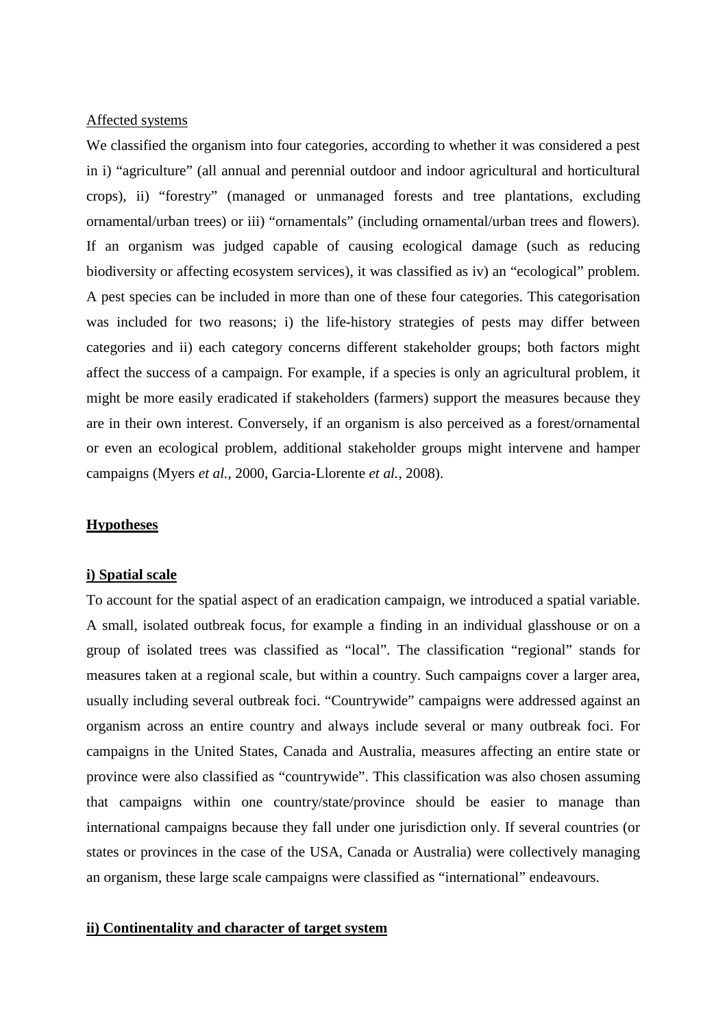Affected systems

We classified the organism into four categories, according to whether it was considered a pest in i) "agriculture" (all annual and perennial outdoor and indoor agricultural and horticultural crops), ii) "forestry" (managed or unmanaged forests and tree plantations, excluding ornamental/urban trees) or iii) "ornamentals" (including ornamental/urban trees and flowers). If an organism was judged capable of causing ecological damage (such as reducing biodiversity or affecting ecosystem services), it was classified as iv) an "ecological" problem. A pest species can be included in more than one of these four categories. This categorisation was included for two reasons; i) the life-history strategies of pests may differ between categories and ii) each category concerns different stakeholder groups; both factors might affect the success of a campaign. For example, if a species is only an agricultural problem, it might be more easily eradicated if stakeholders (farmers) support the measures because they are in their own interest. Conversely, if an organism is also perceived as a forest/ornamental or even an ecological problem, additional stakeholder groups might intervene and hamper campaigns (Myers *et al.*, 2000, Garcia-Llorente *et al.*, 2008).

## Hypotheses

### i) Spatial scale

To account for the spatial aspect of an eradication campaign, we introduced a spatial variable. A small, isolated outbreak focus, for example a finding in an individual glasshouse or on a group of isolated trees was classified as "local". The classification "regional" stands for measures taken at a regional scale, but within a country. Such campaigns cover a larger area, usually including several outbreak foci. "Countrywide" campaigns were addressed against an organism across an entire country and always include several or many outbreak foci. For campaigns in the United States, Canada and Australia, measures affecting an entire state or province were also classified as "countrywide". This classification was also chosen assuming that campaigns within one country/state/province should be easier to manage than international campaigns because they fall under one jurisdiction only. If several countries (or states or provinces in the case of the USA, Canada or Australia) were collectively managing an organism, these large scale campaigns were classified as "international" endeavours.

### ii) Continentality and character of target system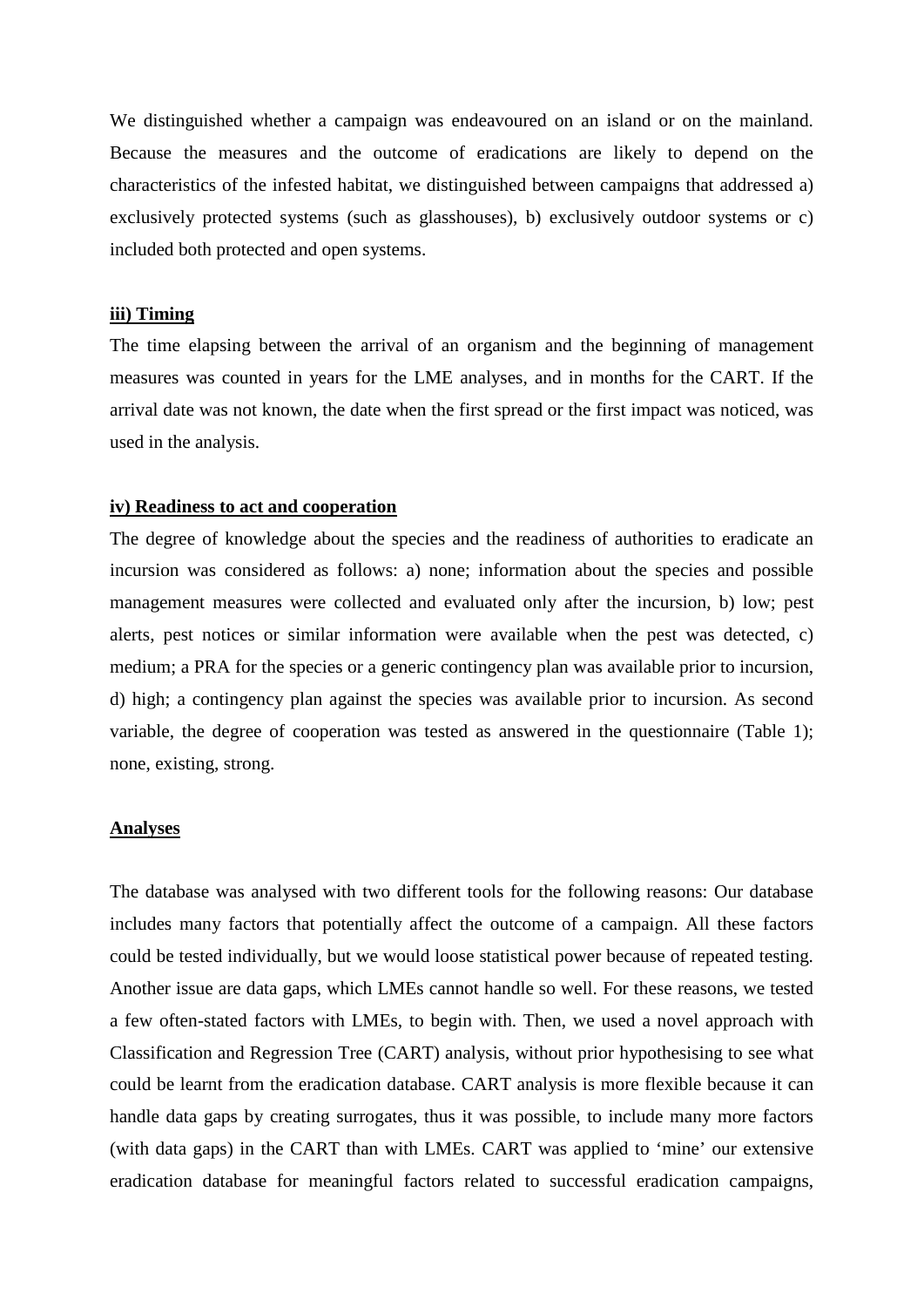We distinguished whether a campaign was endeavoured on an island or on the mainland. Because the measures and the outcome of eradications are likely to depend on the characteristics of the infested habitat, we distinguished between campaigns that addressed a) exclusively protected systems (such as glasshouses), b) exclusively outdoor systems or c) included both protected and open systems.

**iii) Timing**

The time elapsing between the arrival of an organism and the beginning of management measures was counted in years for the LME analyses, and in months for the CART. If the arrival date was not known, the date when the first spread or the first impact was noticed, was used in the analysis.

**iv) Readiness to act and cooperation**

The degree of knowledge about the species and the readiness of authorities to eradicate an incursion was considered as follows: a) none; information about the species and possible management measures were collected and evaluated only after the incursion, b) low; pest alerts, pest notices or similar information were available when the pest was detected, c) medium; a PRA for the species or a generic contingency plan was available prior to incursion, d) high; a contingency plan against the species was available prior to incursion. As second variable, the degree of cooperation was tested as answered in the questionnaire (Table 1); none, existing, strong.

**Analyses**

The database was analysed with two different tools for the following reasons: Our database includes many factors that potentially affect the outcome of a campaign. All these factors could be tested individually, but we would loose statistical power because of repeated testing. Another issue are data gaps, which LMEs cannot handle so well. For these reasons, we tested a few often-stated factors with LMEs, to begin with. Then, we used a novel approach with Classification and Regression Tree (CART) analysis, without prior hypothesising to see what could be learnt from the eradication database. CART analysis is more flexible because it can handle data gaps by creating surrogates, thus it was possible, to include many more factors (with data gaps) in the CART than with LMEs. CART was applied to 'mine' our extensive eradication database for meaningful factors related to successful eradication campaigns,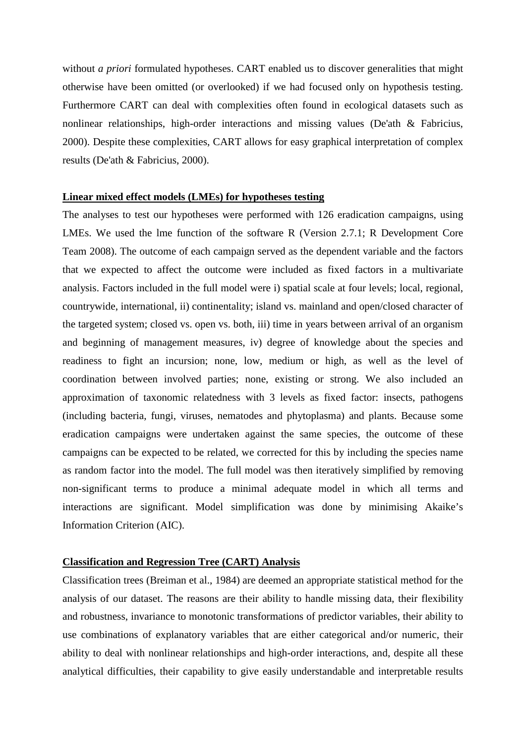without *a priori* formulated hypotheses. CART enabled us to discover generalities that might otherwise have been omitted (or overlooked) if we had focused only on hypothesis testing. Furthermore CART can deal with complexities often found in ecological datasets such as nonlinear relationships, high-order interactions and missing values (De'ath & Fabricius, 2000). Despite these complexities, CART allows for easy graphical interpretation of complex results (De'ath & Fabricius, 2000).

**Linear mixed effect models (LMEs) for hypotheses testing**

The analyses to test our hypotheses were performed with 126 eradication campaigns, using LMEs. We used the lme function of the software R (Version 2.7.1; R Development Core Team 2008). The outcome of each campaign served as the dependent variable and the factors that we expected to affect the outcome were included as fixed factors in a multivariate analysis. Factors included in the full model were i) spatial scale at four levels; local, regional, countrywide, international, ii) continentality; island vs. mainland and open/closed character of the targeted system; closed vs. open vs. both, iii) time in years between arrival of an organism and beginning of management measures, iv) degree of knowledge about the species and readiness to fight an incursion; none, low, medium or high, as well as the level of coordination between involved parties; none, existing or strong. We also included an approximation of taxonomic relatedness with 3 levels as fixed factor: insects, pathogens (including bacteria, fungi, viruses, nematodes and phytoplasma) and plants. Because some eradication campaigns were undertaken against the same species, the outcome of these campaigns can be expected to be related, we corrected for this by including the species name as random factor into the model. The full model was then iteratively simplified by removing non-significant terms to produce a minimal adequate model in which all terms and interactions are significant. Model simplification was done by minimising Akaike's Information Criterion (AIC).

**Classification and Regression Tree (CART) Analysis**

Classification trees (Breiman et al., 1984) are deemed an appropriate statistical method for the analysis of our dataset. The reasons are their ability to handle missing data, their flexibility and robustness, invariance to monotonic transformations of predictor variables, their ability to use combinations of explanatory variables that are either categorical and/or numeric, their ability to deal with nonlinear relationships and high-order interactions, and, despite all these analytical difficulties, their capability to give easily understandable and interpretable results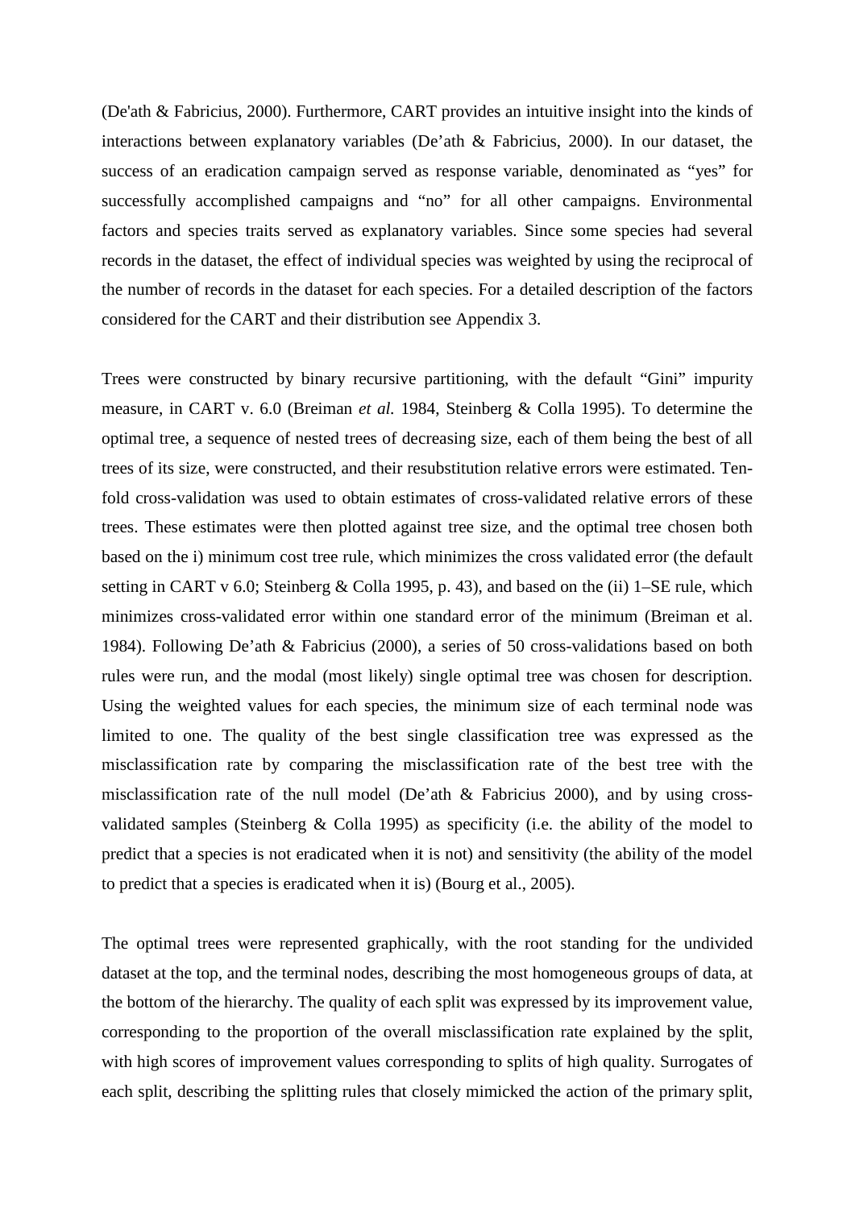(De'ath & Fabricius, 2000). Furthermore, CART provides an intuitive insight into the kinds of interactions between explanatory variables (De'ath & Fabricius, 2000). In our dataset, the success of an eradication campaign served as response variable, denominated as "yes" for successfully accomplished campaigns and "no" for all other campaigns. Environmental factors and species traits served as explanatory variables. Since some species had several records in the dataset, the effect of individual species was weighted by using the reciprocal of the number of records in the dataset for each species. For a detailed description of the factors considered for the CART and their distribution see Appendix 3.

Trees were constructed by binary recursive partitioning, with the default "Gini" impurity measure, in CART v. 6.0 (Breiman *et al.* 1984, Steinberg & Colla 1995). To determine the optimal tree, a sequence of nested trees of decreasing size, each of them being the best of all trees of its size, were constructed, and their resubstitution relative errors were estimated. Ten-fold cross-validation was used to obtain estimates of cross-validated relative errors of these trees. These estimates were then plotted against tree size, and the optimal tree chosen both based on the i) minimum cost tree rule, which minimizes the cross validated error (the default setting in CART v 6.0; Steinberg & Colla 1995, p. 43), and based on the (ii) 1–SE rule, which minimizes cross-validated error within one standard error of the minimum (Breiman et al. 1984). Following De'ath & Fabricius (2000), a series of 50 cross-validations based on both rules were run, and the modal (most likely) single optimal tree was chosen for description. Using the weighted values for each species, the minimum size of each terminal node was limited to one. The quality of the best single classification tree was expressed as the misclassification rate by comparing the misclassification rate of the best tree with the misclassification rate of the null model (De'ath & Fabricius 2000), and by using cross-validated samples (Steinberg & Colla 1995) as specificity (i.e. the ability of the model to predict that a species is not eradicated when it is not) and sensitivity (the ability of the model to predict that a species is eradicated when it is) (Bourg et al., 2005).

The optimal trees were represented graphically, with the root standing for the undivided dataset at the top, and the terminal nodes, describing the most homogeneous groups of data, at the bottom of the hierarchy. The quality of each split was expressed by its improvement value, corresponding to the proportion of the overall misclassification rate explained by the split, with high scores of improvement values corresponding to splits of high quality. Surrogates of each split, describing the splitting rules that closely mimicked the action of the primary split,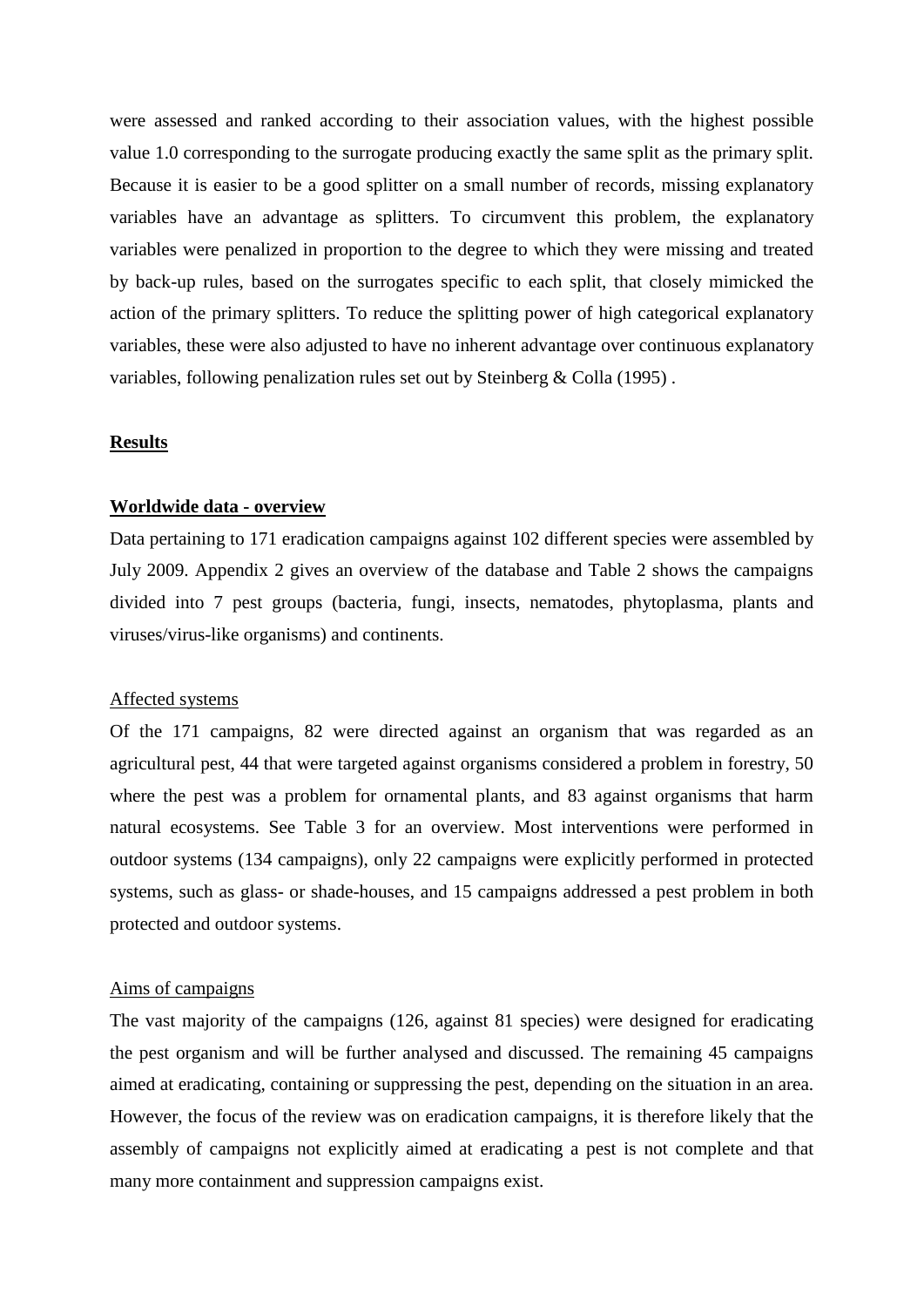were assessed and ranked according to their association values, with the highest possible value 1.0 corresponding to the surrogate producing exactly the same split as the primary split. Because it is easier to be a good splitter on a small number of records, missing explanatory variables have an advantage as splitters. To circumvent this problem, the explanatory variables were penalized in proportion to the degree to which they were missing and treated by back-up rules, based on the surrogates specific to each split, that closely mimicked the action of the primary splitters. To reduce the splitting power of high categorical explanatory variables, these were also adjusted to have no inherent advantage over continuous explanatory variables, following penalization rules set out by Steinberg & Colla (1995) .

## Results

### Worldwide data - overview

Data pertaining to 171 eradication campaigns against 102 different species were assembled by July 2009. Appendix 2 gives an overview of the database and Table 2 shows the campaigns divided into 7 pest groups (bacteria, fungi, insects, nematodes, phytoplasma, plants and viruses/virus-like organisms) and continents.

#### Affected systems

Of the 171 campaigns, 82 were directed against an organism that was regarded as an agricultural pest, 44 that were targeted against organisms considered a problem in forestry, 50 where the pest was a problem for ornamental plants, and 83 against organisms that harm natural ecosystems. See Table 3 for an overview. Most interventions were performed in outdoor systems (134 campaigns), only 22 campaigns were explicitly performed in protected systems, such as glass- or shade-houses, and 15 campaigns addressed a pest problem in both protected and outdoor systems.

#### Aims of campaigns

The vast majority of the campaigns (126, against 81 species) were designed for eradicating the pest organism and will be further analysed and discussed. The remaining 45 campaigns aimed at eradicating, containing or suppressing the pest, depending on the situation in an area. However, the focus of the review was on eradication campaigns, it is therefore likely that the assembly of campaigns not explicitly aimed at eradicating a pest is not complete and that many more containment and suppression campaigns exist.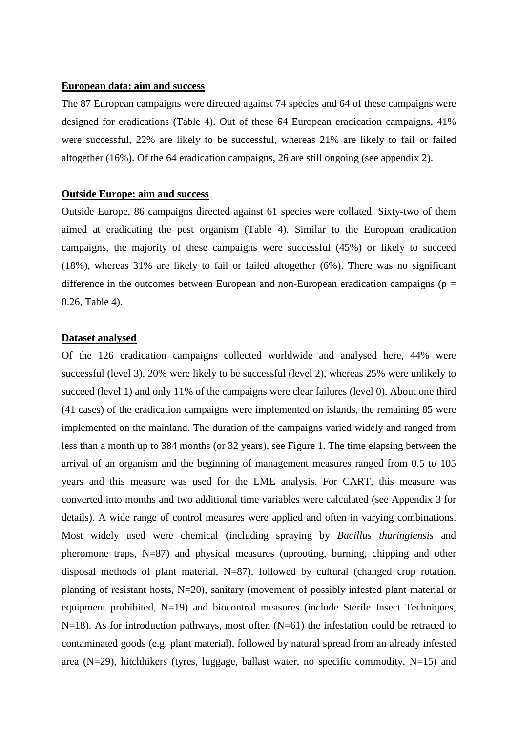**European data: aim and success**

The 87 European campaigns were directed against 74 species and 64 of these campaigns were designed for eradications (Table 4). Out of these 64 European eradication campaigns, 41% were successful, 22% are likely to be successful, whereas 21% are likely to fail or failed altogether (16%). Of the 64 eradication campaigns, 26 are still ongoing (see appendix 2).

**Outside Europe: aim and success**

Outside Europe, 86 campaigns directed against 61 species were collated. Sixty-two of them aimed at eradicating the pest organism (Table 4). Similar to the European eradication campaigns, the majority of these campaigns were successful (45%) or likely to succeed (18%), whereas 31% are likely to fail or failed altogether (6%). There was no significant difference in the outcomes between European and non-European eradication campaigns ($p = 0.26$, Table 4).

**Dataset analysed**

Of the 126 eradication campaigns collected worldwide and analysed here, 44% were successful (level 3), 20% were likely to be successful (level 2), whereas 25% were unlikely to succeed (level 1) and only 11% of the campaigns were clear failures (level 0). About one third (41 cases) of the eradication campaigns were implemented on islands, the remaining 85 were implemented on the mainland. The duration of the campaigns varied widely and ranged from less than a month up to 384 months (or 32 years), see Figure 1. The time elapsing between the arrival of an organism and the beginning of management measures ranged from 0.5 to 105 years and this measure was used for the LME analysis. For CART, this measure was converted into months and two additional time variables were calculated (see Appendix 3 for details). A wide range of control measures were applied and often in varying combinations. Most widely used were chemical (including spraying by *Bacillus thuringiensis* and pheromone traps, N=87) and physical measures (uprooting, burning, chipping and other disposal methods of plant material, N=87), followed by cultural (changed crop rotation, planting of resistant hosts, N=20), sanitary (movement of possibly infested plant material or equipment prohibited, N=19) and biocontrol measures (include Sterile Insect Techniques, N=18). As for introduction pathways, most often (N=61) the infestation could be retraced to contaminated goods (e.g. plant material), followed by natural spread from an already infested area (N=29), hitchhikers (tyres, luggage, ballast water, no specific commodity, N=15) and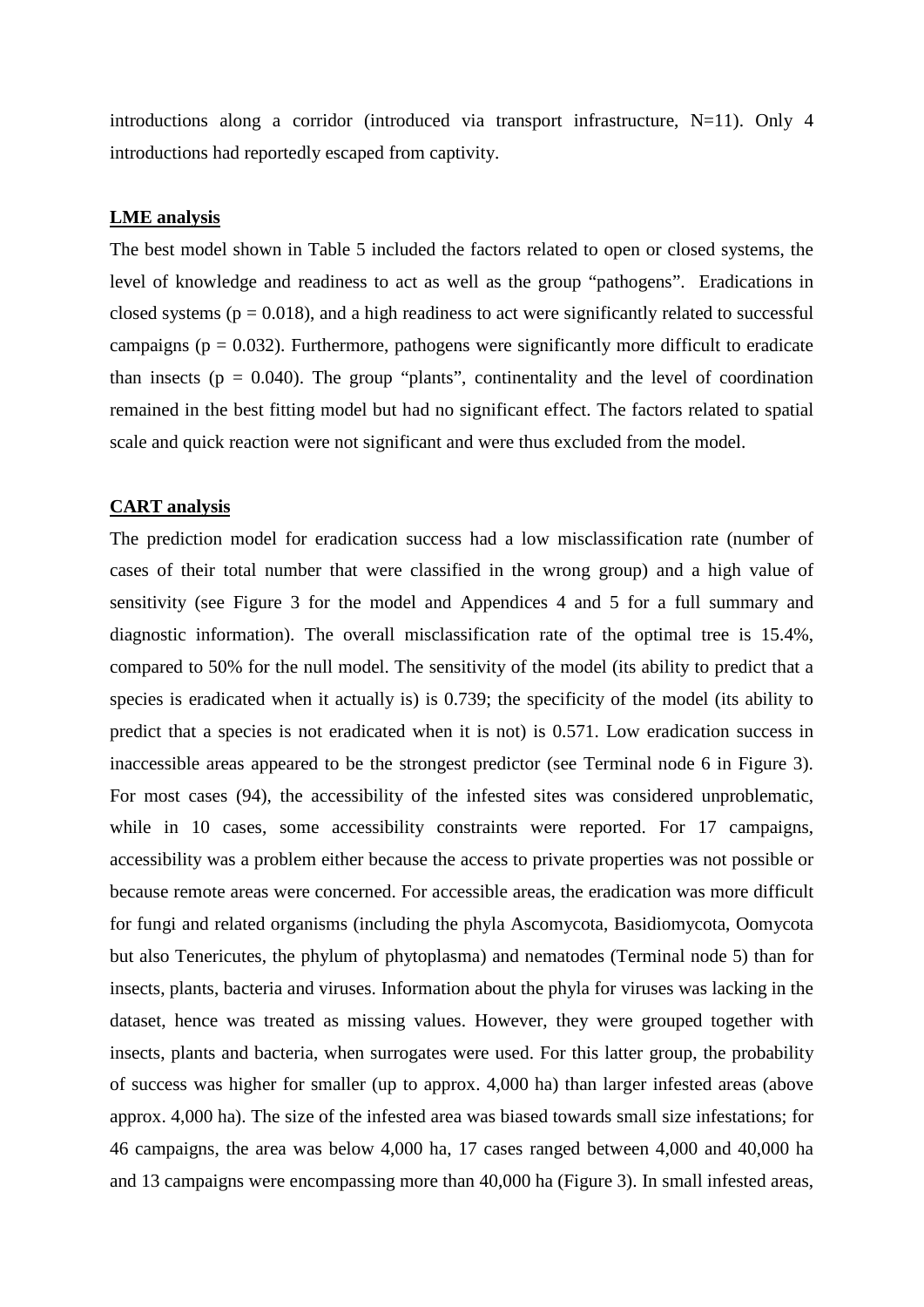introductions along a corridor (introduced via transport infrastructure, N=11). Only 4 introductions had reportedly escaped from captivity.

## LME analysis

The best model shown in Table 5 included the factors related to open or closed systems, the level of knowledge and readiness to act as well as the group "pathogens". Eradications in closed systems ($p = 0.018$), and a high readiness to act were significantly related to successful campaigns ($p = 0.032$). Furthermore, pathogens were significantly more difficult to eradicate than insects ($p = 0.040$). The group "plants", continentality and the level of coordination remained in the best fitting model but had no significant effect. The factors related to spatial scale and quick reaction were not significant and were thus excluded from the model.

## CART analysis

The prediction model for eradication success had a low misclassification rate (number of cases of their total number that were classified in the wrong group) and a high value of sensitivity (see Figure 3 for the model and Appendices 4 and 5 for a full summary and diagnostic information). The overall misclassification rate of the optimal tree is 15.4%, compared to 50% for the null model. The sensitivity of the model (its ability to predict that a species is eradicated when it actually is) is 0.739; the specificity of the model (its ability to predict that a species is not eradicated when it is not) is 0.571. Low eradication success in inaccessible areas appeared to be the strongest predictor (see Terminal node 6 in Figure 3). For most cases (94), the accessibility of the infested sites was considered unproblematic, while in 10 cases, some accessibility constraints were reported. For 17 campaigns, accessibility was a problem either because the access to private properties was not possible or because remote areas were concerned. For accessible areas, the eradication was more difficult for fungi and related organisms (including the phyla Ascomycota, Basidiomycota, Oomycota but also Tenericutes, the phylum of phytoplasma) and nematodes (Terminal node 5) than for insects, plants, bacteria and viruses. Information about the phyla for viruses was lacking in the dataset, hence was treated as missing values. However, they were grouped together with insects, plants and bacteria, when surrogates were used. For this latter group, the probability of success was higher for smaller (up to approx. 4,000 ha) than larger infested areas (above approx. 4,000 ha). The size of the infested area was biased towards small size infestations; for 46 campaigns, the area was below 4,000 ha, 17 cases ranged between 4,000 and 40,000 ha and 13 campaigns were encompassing more than 40,000 ha (Figure 3). In small infested areas,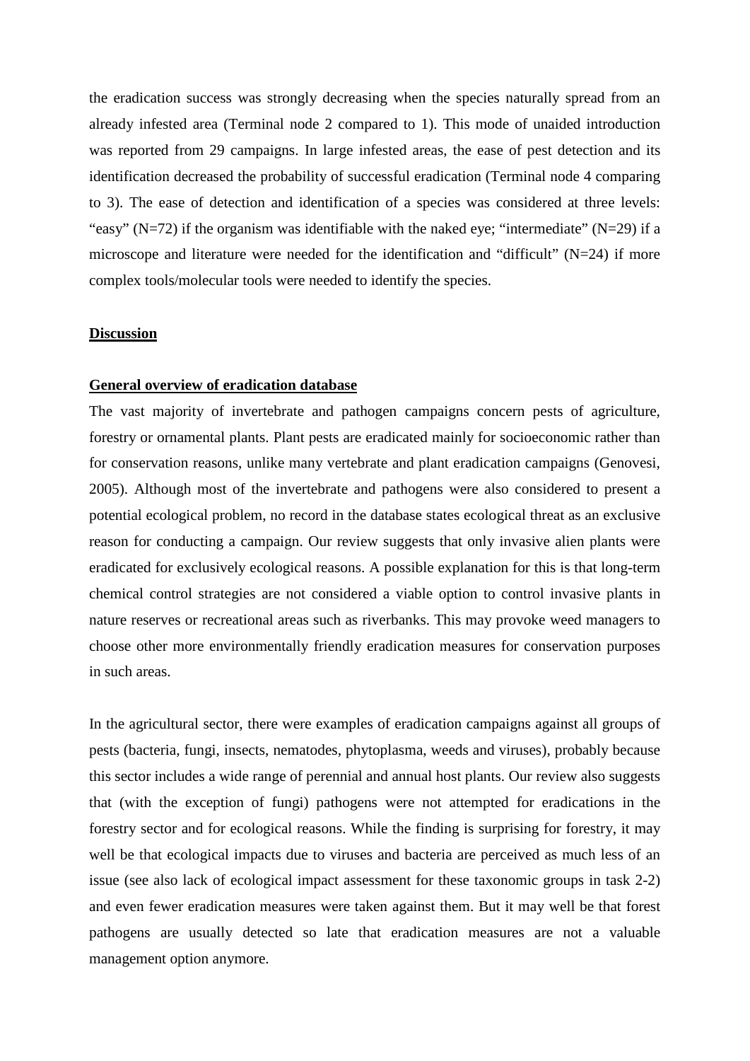the eradication success was strongly decreasing when the species naturally spread from an already infested area (Terminal node 2 compared to 1). This mode of unaided introduction was reported from 29 campaigns. In large infested areas, the ease of pest detection and its identification decreased the probability of successful eradication (Terminal node 4 comparing to 3). The ease of detection and identification of a species was considered at three levels: "easy" (N=72) if the organism was identifiable with the naked eye; "intermediate" (N=29) if a microscope and literature were needed for the identification and "difficult" (N=24) if more complex tools/molecular tools were needed to identify the species.

## Discussion

### General overview of eradication database

The vast majority of invertebrate and pathogen campaigns concern pests of agriculture, forestry or ornamental plants. Plant pests are eradicated mainly for socioeconomic rather than for conservation reasons, unlike many vertebrate and plant eradication campaigns (Genovesi, 2005). Although most of the invertebrate and pathogens were also considered to present a potential ecological problem, no record in the database states ecological threat as an exclusive reason for conducting a campaign. Our review suggests that only invasive alien plants were eradicated for exclusively ecological reasons. A possible explanation for this is that long-term chemical control strategies are not considered a viable option to control invasive plants in nature reserves or recreational areas such as riverbanks. This may provoke weed managers to choose other more environmentally friendly eradication measures for conservation purposes in such areas.

In the agricultural sector, there were examples of eradication campaigns against all groups of pests (bacteria, fungi, insects, nematodes, phytoplasma, weeds and viruses), probably because this sector includes a wide range of perennial and annual host plants. Our review also suggests that (with the exception of fungi) pathogens were not attempted for eradications in the forestry sector and for ecological reasons. While the finding is surprising for forestry, it may well be that ecological impacts due to viruses and bacteria are perceived as much less of an issue (see also lack of ecological impact assessment for these taxonomic groups in task 2-2) and even fewer eradication measures were taken against them. But it may well be that forest pathogens are usually detected so late that eradication measures are not a valuable management option anymore.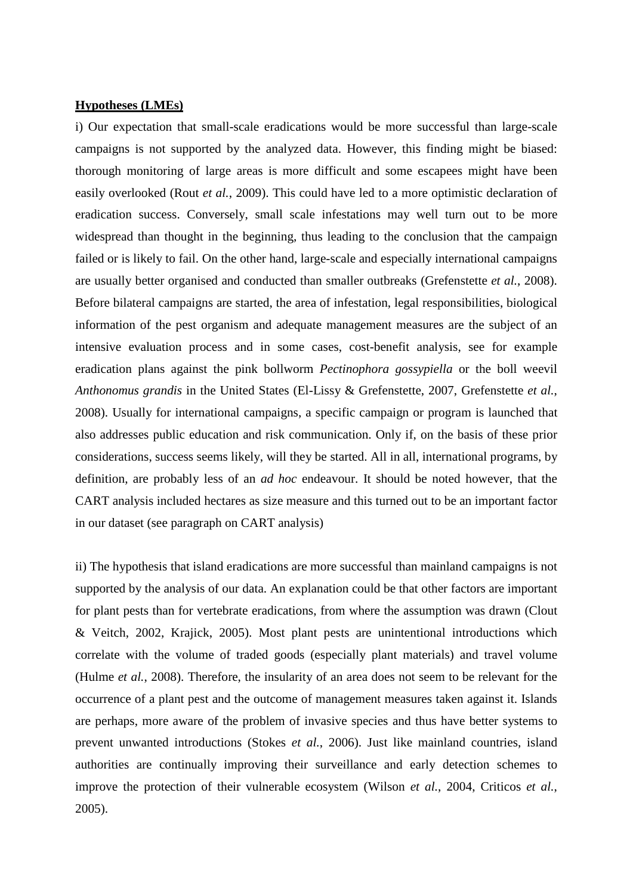**Hypotheses (LMEs)**

i) Our expectation that small-scale eradications would be more successful than large-scale campaigns is not supported by the analyzed data. However, this finding might be biased: thorough monitoring of large areas is more difficult and some escapees might have been easily overlooked (Rout *et al.*, 2009). This could have led to a more optimistic declaration of eradication success. Conversely, small scale infestations may well turn out to be more widespread than thought in the beginning, thus leading to the conclusion that the campaign failed or is likely to fail. On the other hand, large-scale and especially international campaigns are usually better organised and conducted than smaller outbreaks (Grefenstette *et al.*, 2008). Before bilateral campaigns are started, the area of infestation, legal responsibilities, biological information of the pest organism and adequate management measures are the subject of an intensive evaluation process and in some cases, cost-benefit analysis, see for example eradication plans against the pink bollworm *Pectinophora gossypiella* or the boll weevil *Anthonomus grandis* in the United States (El-Lissy & Grefenstette, 2007, Grefenstette *et al.*, 2008). Usually for international campaigns, a specific campaign or program is launched that also addresses public education and risk communication. Only if, on the basis of these prior considerations, success seems likely, will they be started. All in all, international programs, by definition, are probably less of an *ad hoc* endeavour. It should be noted however, that the CART analysis included hectares as size measure and this turned out to be an important factor in our dataset (see paragraph on CART analysis)

ii) The hypothesis that island eradications are more successful than mainland campaigns is not supported by the analysis of our data. An explanation could be that other factors are important for plant pests than for vertebrate eradications, from where the assumption was drawn (Clout & Veitch, 2002, Krajick, 2005). Most plant pests are unintentional introductions which correlate with the volume of traded goods (especially plant materials) and travel volume (Hulme *et al.*, 2008). Therefore, the insularity of an area does not seem to be relevant for the occurrence of a plant pest and the outcome of management measures taken against it. Islands are perhaps, more aware of the problem of invasive species and thus have better systems to prevent unwanted introductions (Stokes *et al.*, 2006). Just like mainland countries, island authorities are continually improving their surveillance and early detection schemes to improve the protection of their vulnerable ecosystem (Wilson *et al.*, 2004, Criticos *et al.*, 2005).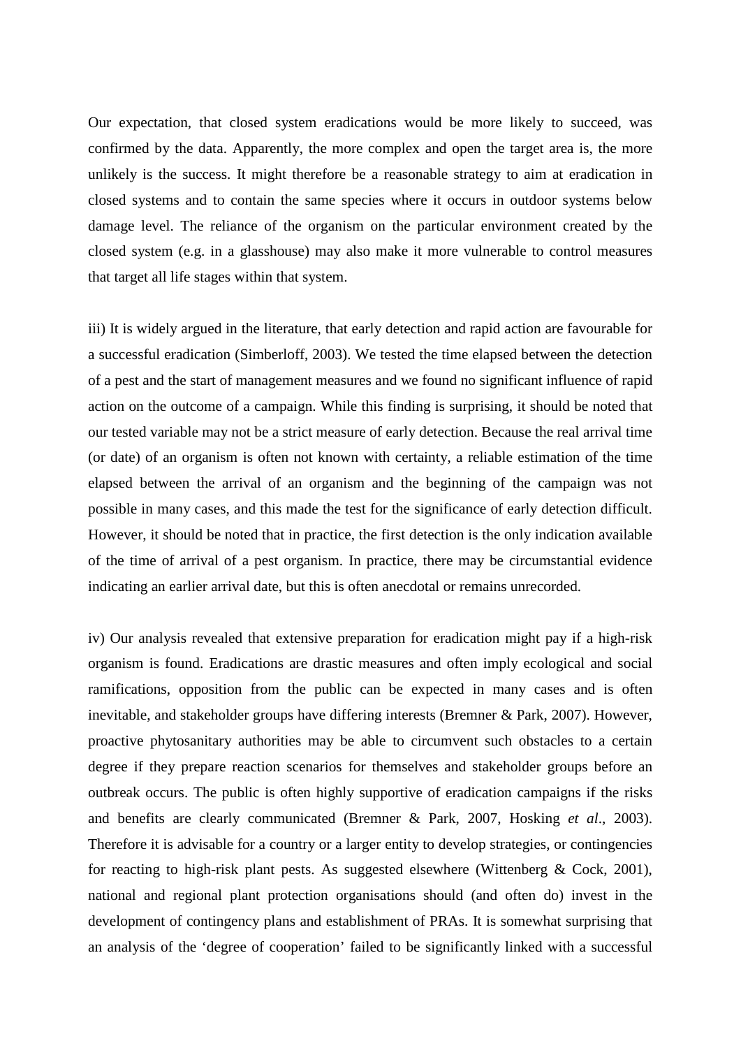Our expectation, that closed system eradications would be more likely to succeed, was confirmed by the data. Apparently, the more complex and open the target area is, the more unlikely is the success. It might therefore be a reasonable strategy to aim at eradication in closed systems and to contain the same species where it occurs in outdoor systems below damage level. The reliance of the organism on the particular environment created by the closed system (e.g. in a glasshouse) may also make it more vulnerable to control measures that target all life stages within that system.

iii) It is widely argued in the literature, that early detection and rapid action are favourable for a successful eradication (Simberloff, 2003). We tested the time elapsed between the detection of a pest and the start of management measures and we found no significant influence of rapid action on the outcome of a campaign. While this finding is surprising, it should be noted that our tested variable may not be a strict measure of early detection. Because the real arrival time (or date) of an organism is often not known with certainty, a reliable estimation of the time elapsed between the arrival of an organism and the beginning of the campaign was not possible in many cases, and this made the test for the significance of early detection difficult. However, it should be noted that in practice, the first detection is the only indication available of the time of arrival of a pest organism. In practice, there may be circumstantial evidence indicating an earlier arrival date, but this is often anecdotal or remains unrecorded.

iv) Our analysis revealed that extensive preparation for eradication might pay if a high-risk organism is found. Eradications are drastic measures and often imply ecological and social ramifications, opposition from the public can be expected in many cases and is often inevitable, and stakeholder groups have differing interests (Bremner & Park, 2007). However, proactive phytosanitary authorities may be able to circumvent such obstacles to a certain degree if they prepare reaction scenarios for themselves and stakeholder groups before an outbreak occurs. The public is often highly supportive of eradication campaigns if the risks and benefits are clearly communicated (Bremner & Park, 2007, Hosking *et al*., 2003). Therefore it is advisable for a country or a larger entity to develop strategies, or contingencies for reacting to high-risk plant pests. As suggested elsewhere (Wittenberg & Cock, 2001), national and regional plant protection organisations should (and often do) invest in the development of contingency plans and establishment of PRAs. It is somewhat surprising that an analysis of the 'degree of cooperation' failed to be significantly linked with a successful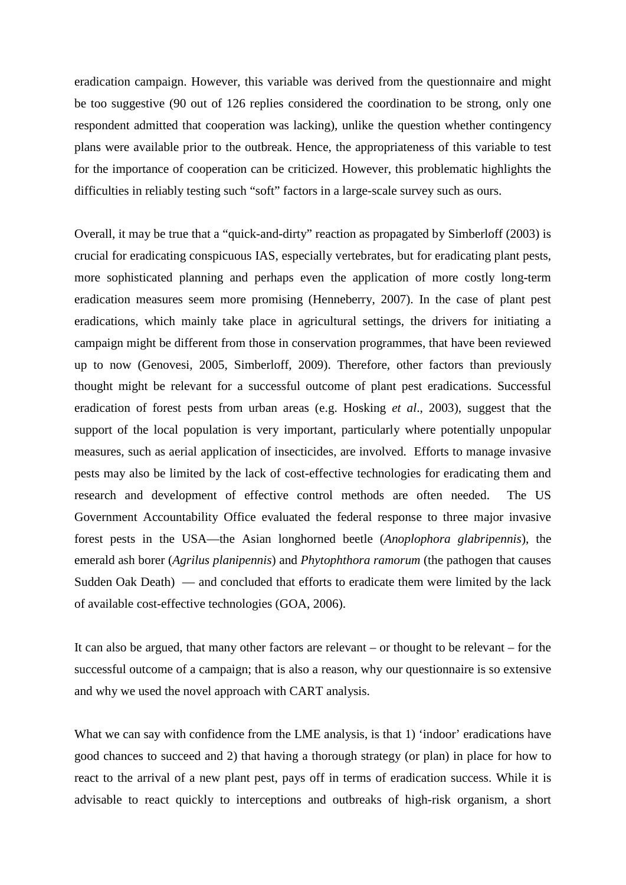eradication campaign. However, this variable was derived from the questionnaire and might be too suggestive (90 out of 126 replies considered the coordination to be strong, only one respondent admitted that cooperation was lacking), unlike the question whether contingency plans were available prior to the outbreak. Hence, the appropriateness of this variable to test for the importance of cooperation can be criticized. However, this problematic highlights the difficulties in reliably testing such "soft" factors in a large-scale survey such as ours.

Overall, it may be true that a "quick-and-dirty" reaction as propagated by Simberloff (2003) is crucial for eradicating conspicuous IAS, especially vertebrates, but for eradicating plant pests, more sophisticated planning and perhaps even the application of more costly long-term eradication measures seem more promising (Henneberry, 2007). In the case of plant pest eradications, which mainly take place in agricultural settings, the drivers for initiating a campaign might be different from those in conservation programmes, that have been reviewed up to now (Genovesi, 2005, Simberloff, 2009). Therefore, other factors than previously thought might be relevant for a successful outcome of plant pest eradications. Successful eradication of forest pests from urban areas (e.g. Hosking *et al*., 2003), suggest that the support of the local population is very important, particularly where potentially unpopular measures, such as aerial application of insecticides, are involved. Efforts to manage invasive pests may also be limited by the lack of cost-effective technologies for eradicating them and research and development of effective control methods are often needed. The US Government Accountability Office evaluated the federal response to three major invasive forest pests in the USA—the Asian longhorned beetle (*Anoplophora glabripennis*), the emerald ash borer (*Agrilus planipennis*) and *Phytophthora ramorum* (the pathogen that causes Sudden Oak Death) — and concluded that efforts to eradicate them were limited by the lack of available cost-effective technologies (GOA, 2006).

It can also be argued, that many other factors are relevant – or thought to be relevant – for the successful outcome of a campaign; that is also a reason, why our questionnaire is so extensive and why we used the novel approach with CART analysis.

What we can say with confidence from the LME analysis, is that 1) 'indoor' eradications have good chances to succeed and 2) that having a thorough strategy (or plan) in place for how to react to the arrival of a new plant pest, pays off in terms of eradication success. While it is advisable to react quickly to interceptions and outbreaks of high-risk organism, a short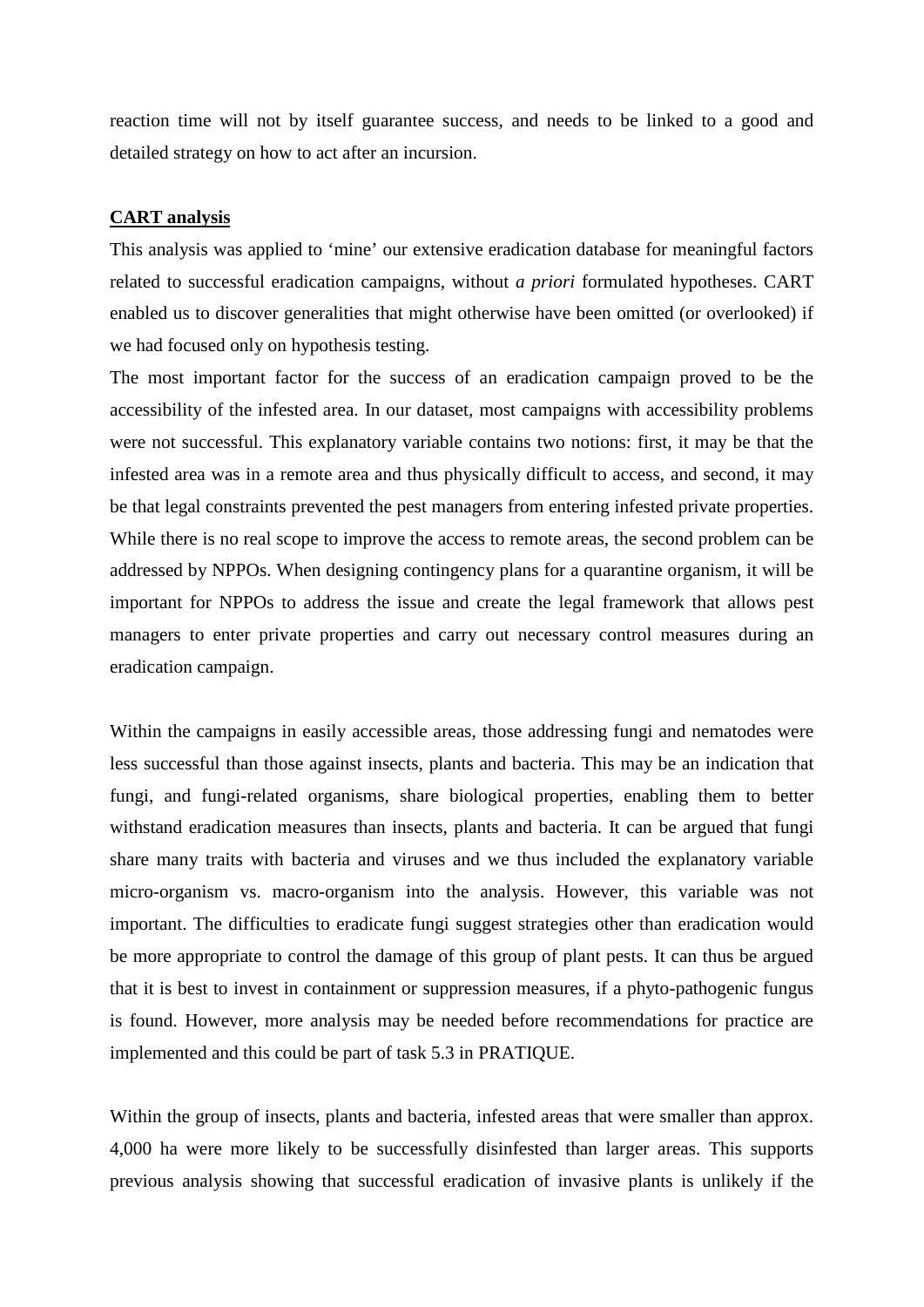reaction time will not by itself guarantee success, and needs to be linked to a good and detailed strategy on how to act after an incursion.

**CART analysis**

This analysis was applied to 'mine' our extensive eradication database for meaningful factors related to successful eradication campaigns, without *a priori* formulated hypotheses. CART enabled us to discover generalities that might otherwise have been omitted (or overlooked) if we had focused only on hypothesis testing.

The most important factor for the success of an eradication campaign proved to be the accessibility of the infested area. In our dataset, most campaigns with accessibility problems were not successful. This explanatory variable contains two notions: first, it may be that the infested area was in a remote area and thus physically difficult to access, and second, it may be that legal constraints prevented the pest managers from entering infested private properties. While there is no real scope to improve the access to remote areas, the second problem can be addressed by NPPOs. When designing contingency plans for a quarantine organism, it will be important for NPPOs to address the issue and create the legal framework that allows pest managers to enter private properties and carry out necessary control measures during an eradication campaign.

Within the campaigns in easily accessible areas, those addressing fungi and nematodes were less successful than those against insects, plants and bacteria. This may be an indication that fungi, and fungi-related organisms, share biological properties, enabling them to better withstand eradication measures than insects, plants and bacteria. It can be argued that fungi share many traits with bacteria and viruses and we thus included the explanatory variable micro-organism vs. macro-organism into the analysis. However, this variable was not important. The difficulties to eradicate fungi suggest strategies other than eradication would be more appropriate to control the damage of this group of plant pests. It can thus be argued that it is best to invest in containment or suppression measures, if a phyto-pathogenic fungus is found. However, more analysis may be needed before recommendations for practice are implemented and this could be part of task 5.3 in PRATIQUE.

Within the group of insects, plants and bacteria, infested areas that were smaller than approx. 4,000 ha were more likely to be successfully disinfested than larger areas. This supports previous analysis showing that successful eradication of invasive plants is unlikely if the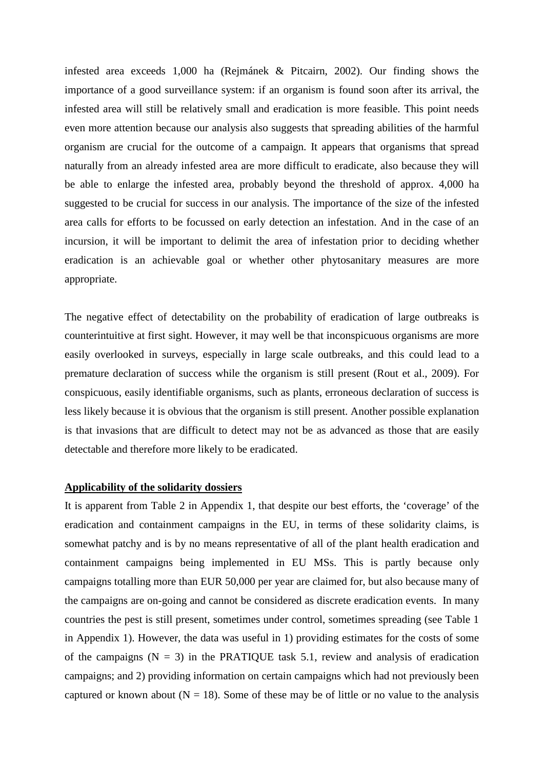infested area exceeds 1,000 ha (Rejmánek & Pitcairn, 2002). Our finding shows the importance of a good surveillance system: if an organism is found soon after its arrival, the infested area will still be relatively small and eradication is more feasible. This point needs even more attention because our analysis also suggests that spreading abilities of the harmful organism are crucial for the outcome of a campaign. It appears that organisms that spread naturally from an already infested area are more difficult to eradicate, also because they will be able to enlarge the infested area, probably beyond the threshold of approx. 4,000 ha suggested to be crucial for success in our analysis. The importance of the size of the infested area calls for efforts to be focussed on early detection an infestation. And in the case of an incursion, it will be important to delimit the area of infestation prior to deciding whether eradication is an achievable goal or whether other phytosanitary measures are more appropriate.

The negative effect of detectability on the probability of eradication of large outbreaks is counterintuitive at first sight. However, it may well be that inconspicuous organisms are more easily overlooked in surveys, especially in large scale outbreaks, and this could lead to a premature declaration of success while the organism is still present (Rout et al., 2009). For conspicuous, easily identifiable organisms, such as plants, erroneous declaration of success is less likely because it is obvious that the organism is still present. Another possible explanation is that invasions that are difficult to detect may not be as advanced as those that are easily detectable and therefore more likely to be eradicated.

**Applicability of the solidarity dossiers**

It is apparent from Table 2 in Appendix 1, that despite our best efforts, the 'coverage' of the eradication and containment campaigns in the EU, in terms of these solidarity claims, is somewhat patchy and is by no means representative of all of the plant health eradication and containment campaigns being implemented in EU MSs. This is partly because only campaigns totalling more than EUR 50,000 per year are claimed for, but also because many of the campaigns are on-going and cannot be considered as discrete eradication events. In many countries the pest is still present, sometimes under control, sometimes spreading (see Table 1 in Appendix 1). However, the data was useful in 1) providing estimates for the costs of some of the campaigns ($N = 3$) in the PRATIQUE task 5.1, review and analysis of eradication campaigns; and 2) providing information on certain campaigns which had not previously been captured or known about ($N = 18$). Some of these may be of little or no value to the analysis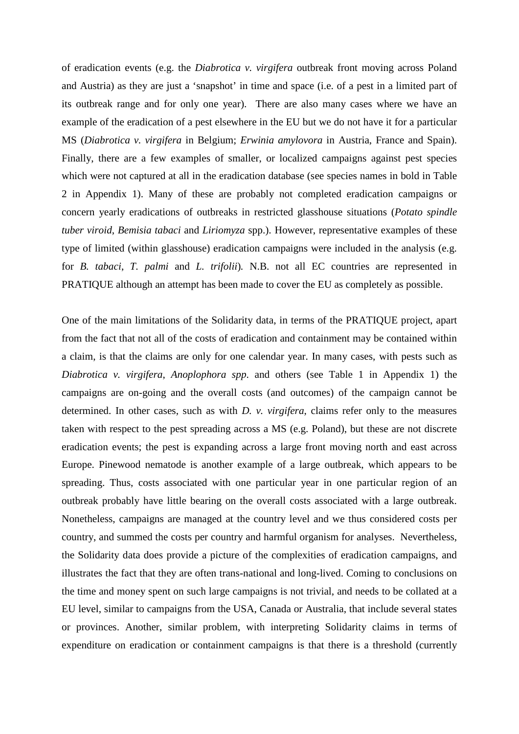of eradication events (e.g. the *Diabrotica v. virgifera* outbreak front moving across Poland and Austria) as they are just a 'snapshot' in time and space (i.e. of a pest in a limited part of its outbreak range and for only one year). There are also many cases where we have an example of the eradication of a pest elsewhere in the EU but we do not have it for a particular MS (*Diabrotica v. virgifera* in Belgium; *Erwinia amylovora* in Austria, France and Spain). Finally, there are a few examples of smaller, or localized campaigns against pest species which were not captured at all in the eradication database (see species names in bold in Table 2 in Appendix 1). Many of these are probably not completed eradication campaigns or concern yearly eradications of outbreaks in restricted glasshouse situations (*Potato spindle tuber viroid*, *Bemisia tabaci* and *Liriomyza* spp.). However, representative examples of these type of limited (within glasshouse) eradication campaigns were included in the analysis (e.g. for *B. tabaci*, *T. palmi* and *L. trifolii*). N.B. not all EC countries are represented in PRATIQUE although an attempt has been made to cover the EU as completely as possible.

One of the main limitations of the Solidarity data, in terms of the PRATIQUE project, apart from the fact that not all of the costs of eradication and containment may be contained within a claim, is that the claims are only for one calendar year. In many cases, with pests such as *Diabrotica v. virgifera*, *Anoplophora spp*. and others (see Table 1 in Appendix 1) the campaigns are on-going and the overall costs (and outcomes) of the campaign cannot be determined. In other cases, such as with *D. v. virgifera*, claims refer only to the measures taken with respect to the pest spreading across a MS (e.g. Poland), but these are not discrete eradication events; the pest is expanding across a large front moving north and east across Europe. Pinewood nematode is another example of a large outbreak, which appears to be spreading. Thus, costs associated with one particular year in one particular region of an outbreak probably have little bearing on the overall costs associated with a large outbreak. Nonetheless, campaigns are managed at the country level and we thus considered costs per country, and summed the costs per country and harmful organism for analyses. Nevertheless, the Solidarity data does provide a picture of the complexities of eradication campaigns, and illustrates the fact that they are often trans-national and long-lived. Coming to conclusions on the time and money spent on such large campaigns is not trivial, and needs to be collated at a EU level, similar to campaigns from the USA, Canada or Australia, that include several states or provinces. Another, similar problem, with interpreting Solidarity claims in terms of expenditure on eradication or containment campaigns is that there is a threshold (currently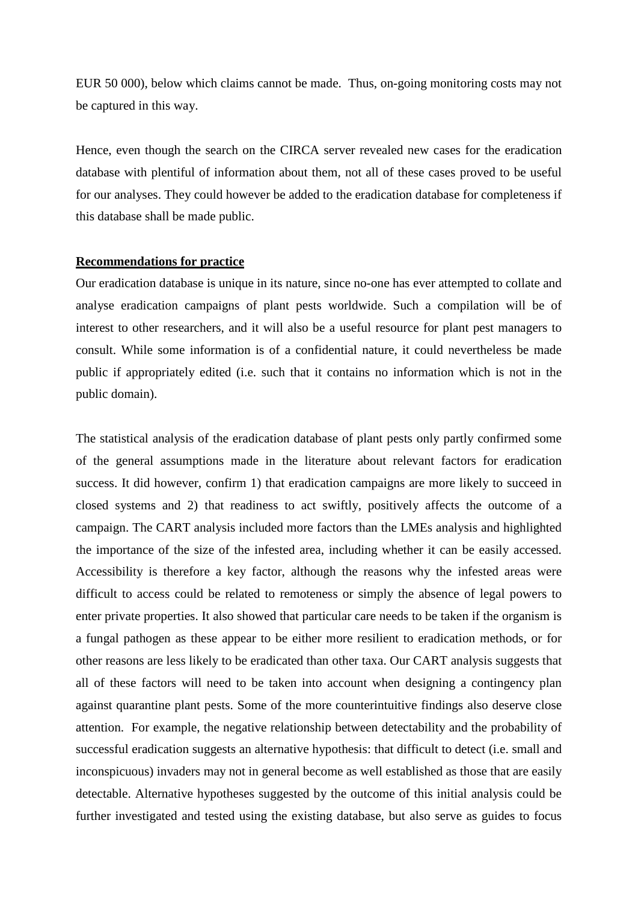EUR 50 000), below which claims cannot be made. Thus, on-going monitoring costs may not be captured in this way.

Hence, even though the search on the CIRCA server revealed new cases for the eradication database with plentiful of information about them, not all of these cases proved to be useful for our analyses. They could however be added to the eradication database for completeness if this database shall be made public.

**Recommendations for practice**

Our eradication database is unique in its nature, since no-one has ever attempted to collate and analyse eradication campaigns of plant pests worldwide. Such a compilation will be of interest to other researchers, and it will also be a useful resource for plant pest managers to consult. While some information is of a confidential nature, it could nevertheless be made public if appropriately edited (i.e. such that it contains no information which is not in the public domain).

The statistical analysis of the eradication database of plant pests only partly confirmed some of the general assumptions made in the literature about relevant factors for eradication success. It did however, confirm 1) that eradication campaigns are more likely to succeed in closed systems and 2) that readiness to act swiftly, positively affects the outcome of a campaign. The CART analysis included more factors than the LMEs analysis and highlighted the importance of the size of the infested area, including whether it can be easily accessed. Accessibility is therefore a key factor, although the reasons why the infested areas were difficult to access could be related to remoteness or simply the absence of legal powers to enter private properties. It also showed that particular care needs to be taken if the organism is a fungal pathogen as these appear to be either more resilient to eradication methods, or for other reasons are less likely to be eradicated than other taxa. Our CART analysis suggests that all of these factors will need to be taken into account when designing a contingency plan against quarantine plant pests. Some of the more counterintuitive findings also deserve close attention. For example, the negative relationship between detectability and the probability of successful eradication suggests an alternative hypothesis: that difficult to detect (i.e. small and inconspicuous) invaders may not in general become as well established as those that are easily detectable. Alternative hypotheses suggested by the outcome of this initial analysis could be further investigated and tested using the existing database, but also serve as guides to focus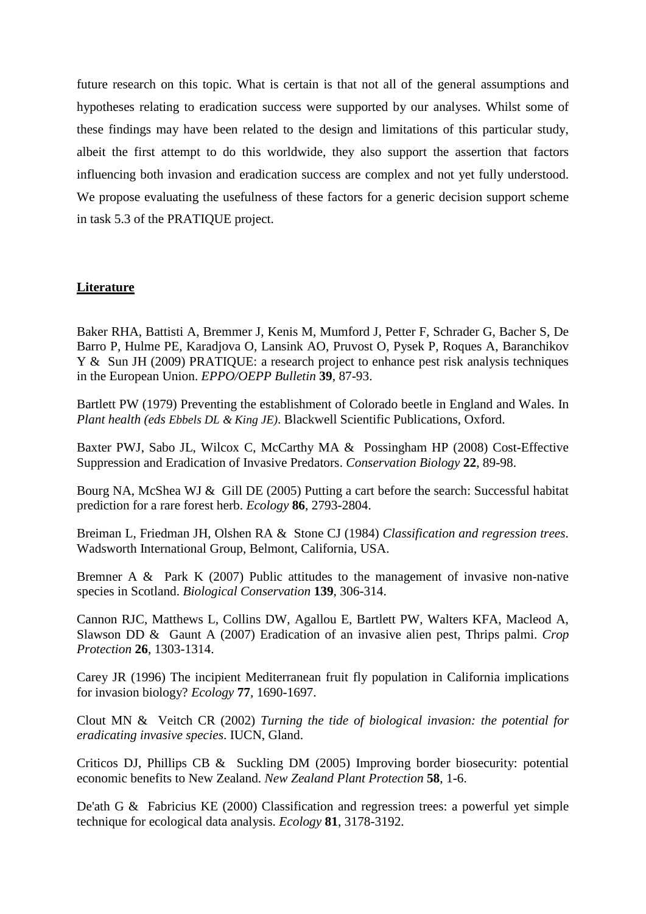future research on this topic. What is certain is that not all of the general assumptions and hypotheses relating to eradication success were supported by our analyses. Whilst some of these findings may have been related to the design and limitations of this particular study, albeit the first attempt to do this worldwide, they also support the assertion that factors influencing both invasion and eradication success are complex and not yet fully understood. We propose evaluating the usefulness of these factors for a generic decision support scheme in task 5.3 of the PRATIQUE project.

## Literature

Baker RHA, Battisti A, Bremmer J, Kenis M, Mumford J, Petter F, Schrader G, Bacher S, De Barro P, Hulme PE, Karadjova O, Lansink AO, Pruvost O, Pysek P, Roques A, Baranchikov Y & Sun JH (2009) PRATIQUE: a research project to enhance pest risk analysis techniques in the European Union. *EPPO/OEPP Bulletin* **39**, 87-93.

Bartlett PW (1979) Preventing the establishment of Colorado beetle in England and Wales. In *Plant health (eds Ebbels DL & King JE)*. Blackwell Scientific Publications, Oxford.

Baxter PWJ, Sabo JL, Wilcox C, McCarthy MA & Possingham HP (2008) Cost-Effective Suppression and Eradication of Invasive Predators. *Conservation Biology* **22**, 89-98.

Bourg NA, McShea WJ & Gill DE (2005) Putting a cart before the search: Successful habitat prediction for a rare forest herb. *Ecology* **86**, 2793-2804.

Breiman L, Friedman JH, Olshen RA & Stone CJ (1984) *Classification and regression trees*. Wadsworth International Group, Belmont, California, USA.

Bremner A & Park K (2007) Public attitudes to the management of invasive non-native species in Scotland. *Biological Conservation* **139**, 306-314.

Cannon RJC, Matthews L, Collins DW, Agallou E, Bartlett PW, Walters KFA, Macleod A, Slawson DD & Gaunt A (2007) Eradication of an invasive alien pest, Thrips palmi. *Crop Protection* **26**, 1303-1314.

Carey JR (1996) The incipient Mediterranean fruit fly population in California implications for invasion biology? *Ecology* **77**, 1690-1697.

Clout MN & Veitch CR (2002) *Turning the tide of biological invasion: the potential for eradicating invasive species*. IUCN, Gland.

Criticos DJ, Phillips CB & Suckling DM (2005) Improving border biosecurity: potential economic benefits to New Zealand. *New Zealand Plant Protection* **58**, 1-6.

De'ath G & Fabricius KE (2000) Classification and regression trees: a powerful yet simple technique for ecological data analysis. *Ecology* **81**, 3178-3192.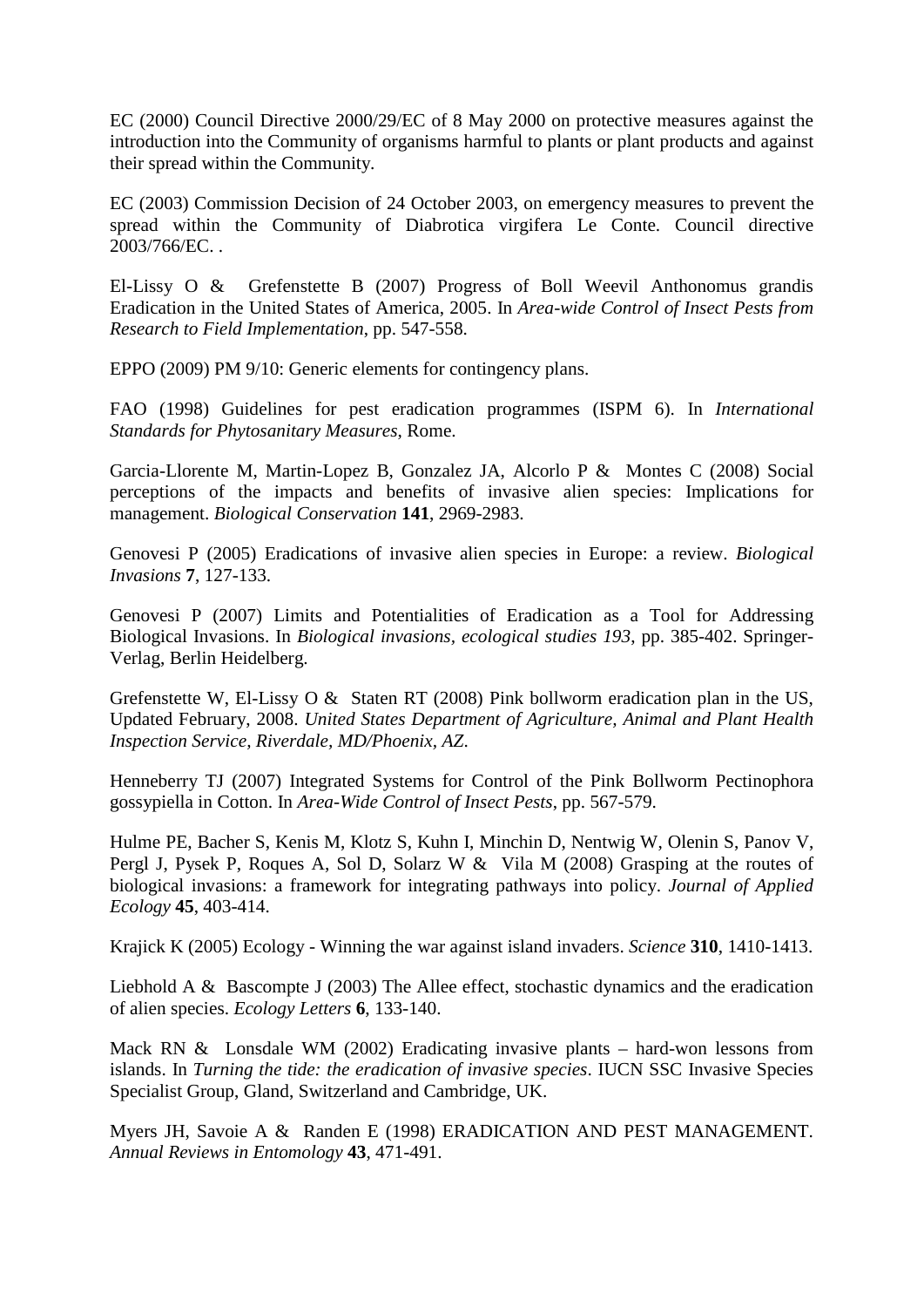EC (2000) Council Directive 2000/29/EC of 8 May 2000 on protective measures against the introduction into the Community of organisms harmful to plants or plant products and against their spread within the Community.

EC (2003) Commission Decision of 24 October 2003, on emergency measures to prevent the spread within the Community of Diabrotica virgifera Le Conte. Council directive 2003/766/EC. .

El-Lissy O & Grefenstette B (2007) Progress of Boll Weevil Anthonomus grandis Eradication in the United States of America, 2005. In *Area-wide Control of Insect Pests from Research to Field Implementation*, pp. 547-558.

EPPO (2009) PM 9/10: Generic elements for contingency plans.

FAO (1998) Guidelines for pest eradication programmes (ISPM 6). In *International Standards for Phytosanitary Measures*, Rome.

Garcia-Llorente M, Martin-Lopez B, Gonzalez JA, Alcorlo P & Montes C (2008) Social perceptions of the impacts and benefits of invasive alien species: Implications for management. *Biological Conservation* **141**, 2969-2983.

Genovesi P (2005) Eradications of invasive alien species in Europe: a review. *Biological Invasions* **7**, 127-133.

Genovesi P (2007) Limits and Potentialities of Eradication as a Tool for Addressing Biological Invasions. In *Biological invasions, ecological studies 193*, pp. 385-402. Springer-Verlag, Berlin Heidelberg.

Grefenstette W, El-Lissy O & Staten RT (2008) Pink bollworm eradication plan in the US, Updated February, 2008. *United States Department of Agriculture, Animal and Plant Health Inspection Service, Riverdale, MD/Phoenix, AZ*.

Henneberry TJ (2007) Integrated Systems for Control of the Pink Bollworm Pectinophora gossypiella in Cotton. In *Area-Wide Control of Insect Pests*, pp. 567-579.

Hulme PE, Bacher S, Kenis M, Klotz S, Kuhn I, Minchin D, Nentwig W, Olenin S, Panov V, Pergl J, Pysek P, Roques A, Sol D, Solarz W & Vila M (2008) Grasping at the routes of biological invasions: a framework for integrating pathways into policy. *Journal of Applied Ecology* **45**, 403-414.

Krajick K (2005) Ecology - Winning the war against island invaders. *Science* **310**, 1410-1413.

Liebhold A & Bascompte J (2003) The Allee effect, stochastic dynamics and the eradication of alien species. *Ecology Letters* **6**, 133-140.

Mack RN & Lonsdale WM (2002) Eradicating invasive plants – hard-won lessons from islands. In *Turning the tide: the eradication of invasive species*. IUCN SSC Invasive Species Specialist Group, Gland, Switzerland and Cambridge, UK.

Myers JH, Savoie A & Randen E (1998) ERADICATION AND PEST MANAGEMENT. *Annual Reviews in Entomology* **43**, 471-491.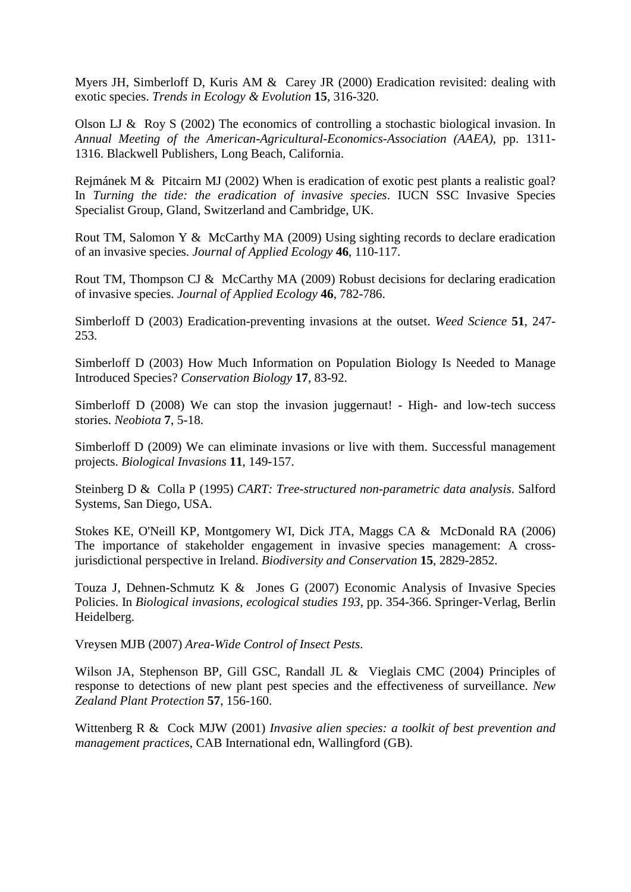Myers JH, Simberloff D, Kuris AM & Carey JR (2000) Eradication revisited: dealing with exotic species. *Trends in Ecology & Evolution* **15**, 316-320.

Olson LJ & Roy S (2002) The economics of controlling a stochastic biological invasion. In *Annual Meeting of the American-Agricultural-Economics-Association (AAEA)*, pp. 1311-1316. Blackwell Publishers, Long Beach, California.

Rejmánek M & Pitcairn MJ (2002) When is eradication of exotic pest plants a realistic goal? In *Turning the tide: the eradication of invasive species*. IUCN SSC Invasive Species Specialist Group, Gland, Switzerland and Cambridge, UK.

Rout TM, Salomon Y & McCarthy MA (2009) Using sighting records to declare eradication of an invasive species. *Journal of Applied Ecology* **46**, 110-117.

Rout TM, Thompson CJ & McCarthy MA (2009) Robust decisions for declaring eradication of invasive species. *Journal of Applied Ecology* **46**, 782-786.

Simberloff D (2003) Eradication-preventing invasions at the outset. *Weed Science* **51**, 247-253.

Simberloff D (2003) How Much Information on Population Biology Is Needed to Manage Introduced Species? *Conservation Biology* **17**, 83-92.

Simberloff D (2008) We can stop the invasion juggernaut! - High- and low-tech success stories. *Neobiota* **7**, 5-18.

Simberloff D (2009) We can eliminate invasions or live with them. Successful management projects. *Biological Invasions* **11**, 149-157.

Steinberg D & Colla P (1995) *CART: Tree-structured non-parametric data analysis*. Salford Systems, San Diego, USA.

Stokes KE, O'Neill KP, Montgomery WI, Dick JTA, Maggs CA & McDonald RA (2006) The importance of stakeholder engagement in invasive species management: A cross-jurisdictional perspective in Ireland. *Biodiversity and Conservation* **15**, 2829-2852.

Touza J, Dehnen-Schmutz K & Jones G (2007) Economic Analysis of Invasive Species Policies. In *Biological invasions, ecological studies 193*, pp. 354-366. Springer-Verlag, Berlin Heidelberg.

Vreysen MJB (2007) *Area-Wide Control of Insect Pests*.

Wilson JA, Stephenson BP, Gill GSC, Randall JL & Vieglais CMC (2004) Principles of response to detections of new plant pest species and the effectiveness of surveillance. *New Zealand Plant Protection* **57**, 156-160.

Wittenberg R & Cock MJW (2001) *Invasive alien species: a toolkit of best prevention and management practices*, CAB International edn, Wallingford (GB).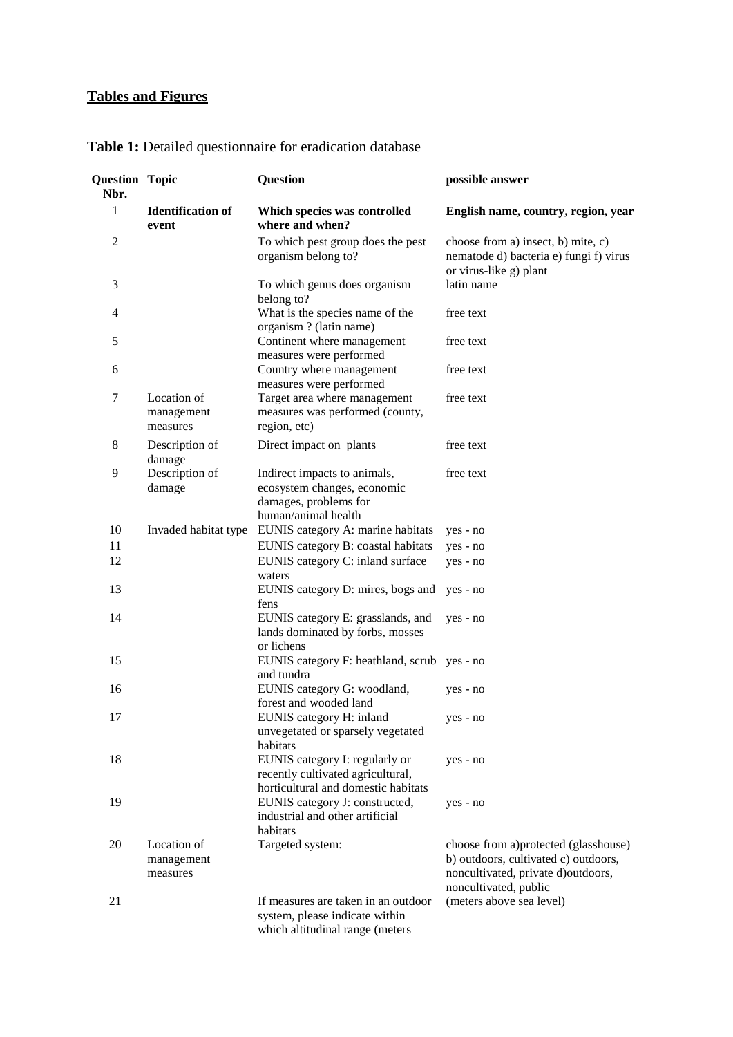**Tables and Figures**

**Table 1:** Detailed questionnaire for eradication database

| Question Nbr. | Topic | Question | possible answer |
|---|---|---|---|
| 1 | **Identification of event** | **Which species was controlled where and when?** | **English name, country, region, year** |
| 2 | | To which pest group does the pest organism belong to? | choose from a) insect, b) mite, c) nematode d) bacteria e) fungi f) virus or virus-like g) plant |
| 3 | | To which genus does organism belong to? | latin name |
| 4 | | What is the species name of the organism ? (latin name) | free text |
| 5 | | Continent where management measures were performed | free text |
| 6 | | Country where management measures were performed | free text |
| 7 | Location of management measures | Target area where management measures was performed (county, region, etc) | free text |
| 8 | Description of damage | Direct impact on plants | free text |
| 9 | Description of damage | Indirect impacts to animals, ecosystem changes, economic damages, problems for human/animal health | free text |
| 10 | Invaded habitat type | EUNIS category A: marine habitats | yes - no |
| 11 | | EUNIS category B: coastal habitats | yes - no |
| 12 | | EUNIS category C: inland surface waters | yes - no |
| 13 | | EUNIS category D: mires, bogs and fens | yes - no |
| 14 | | EUNIS category E: grasslands, and lands dominated by forbs, mosses or lichens | yes - no |
| 15 | | EUNIS category F: heathland, scrub and tundra | yes - no |
| 16 | | EUNIS category G: woodland, forest and wooded land | yes - no |
| 17 | | EUNIS category H: inland unvegetated or sparsely vegetated habitats | yes - no |
| 18 | | EUNIS category I: regularly or recently cultivated agricultural, horticultural and domestic habitats | yes - no |
| 19 | | EUNIS category J: constructed, industrial and other artificial habitats | yes - no |
| 20 | Location of management measures | Targeted system: | choose from a)protected (glasshouse) b) outdoors, cultivated c) outdoors, noncultivated, private d)outdoors, noncultivated, public |
| 21 | | If measures are taken in an outdoor system, please indicate within which altitudinal range (meters | (meters above sea level) |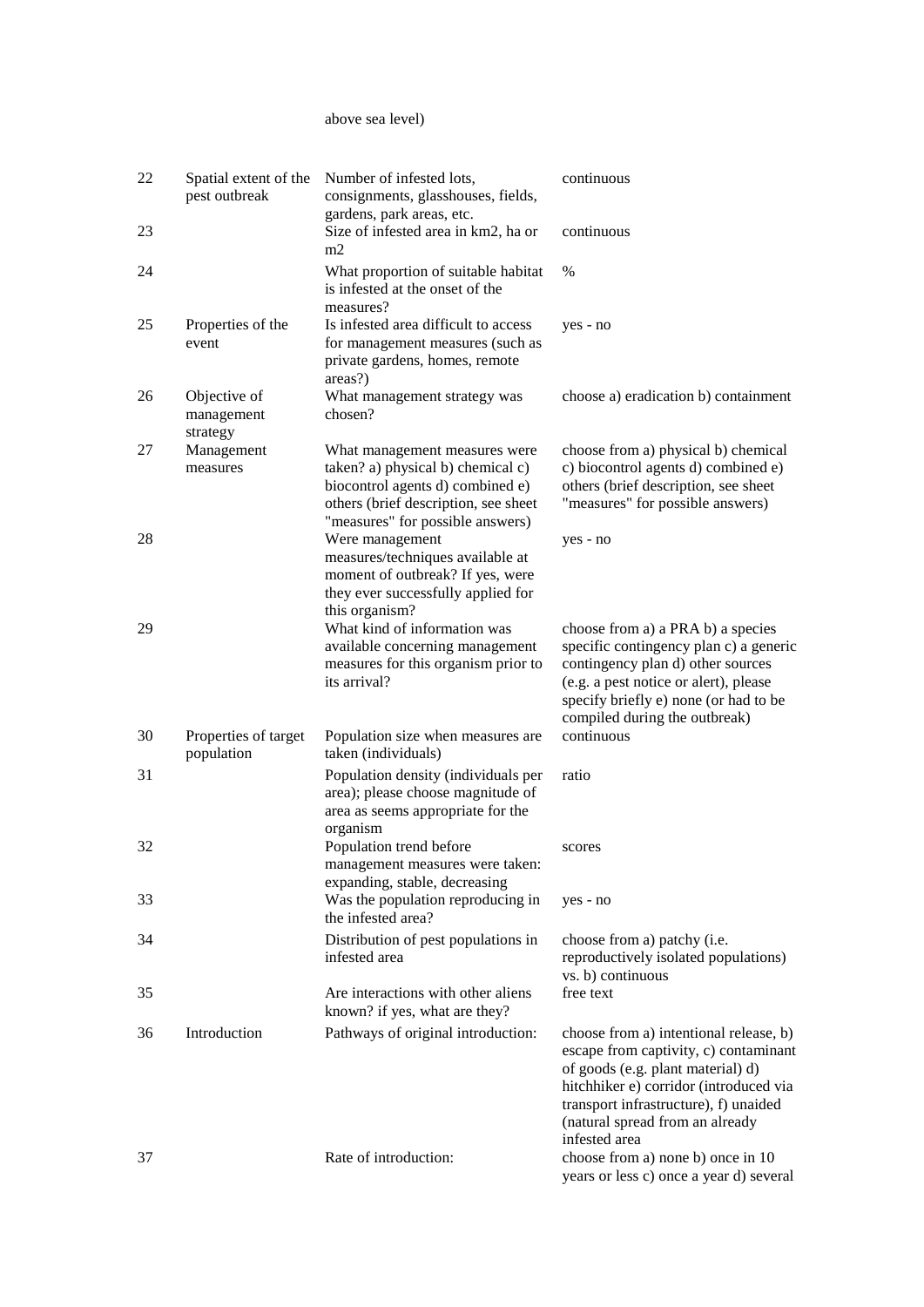| | | above sea level) | |
|---|---|---|---|
| 22 | Spatial extent of the pest outbreak | Number of infested lots, consignments, glasshouses, fields, gardens, park areas, etc. | continuous |
| 23 | | Size of infested area in km2, ha or m2 | continuous |
| 24 | | What proportion of suitable habitat is infested at the onset of the measures? | % |
| 25 | Properties of the event | Is infested area difficult to access for management measures (such as private gardens, homes, remote areas?) | yes - no |
| 26 | Objective of management strategy | What management strategy was chosen? | choose a) eradication b) containment |
| 27 | Management measures | What management measures were taken? a) physical b) chemical c) biocontrol agents d) combined e) others (brief description, see sheet "measures" for possible answers) | choose from a) physical b) chemical c) biocontrol agents d) combined e) others (brief description, see sheet "measures" for possible answers) |
| 28 | | Were management measures/techniques available at moment of outbreak? If yes, were they ever successfully applied for this organism? | yes - no |
| 29 | | What kind of information was available concerning management measures for this organism prior to its arrival? | choose from a) a PRA b) a species specific contingency plan c) a generic contingency plan d) other sources (e.g. a pest notice or alert), please specify briefly e) none (or had to be compiled during the outbreak) |
| 30 | Properties of target population | Population size when measures are taken (individuals) | continuous |
| 31 | | Population density (individuals per area); please choose magnitude of area as seems appropriate for the organism | ratio |
| 32 | | Population trend before management measures were taken: expanding, stable, decreasing | scores |
| 33 | | Was the population reproducing in the infested area? | yes - no |
| 34 | | Distribution of pest populations in infested area | choose from a) patchy (i.e. reproductively isolated populations) vs. b) continuous |
| 35 | | Are interactions with other aliens known? if yes, what are they? | free text |
| 36 | Introduction | Pathways of original introduction: | choose from a) intentional release, b) escape from captivity, c) contaminant of goods (e.g. plant material) d) hitchhiker e) corridor (introduced via transport infrastructure), f) unaided (natural spread from an already infested area |
| 37 | | Rate of introduction: | choose from a) none b) once in 10 years or less c) once a year d) several |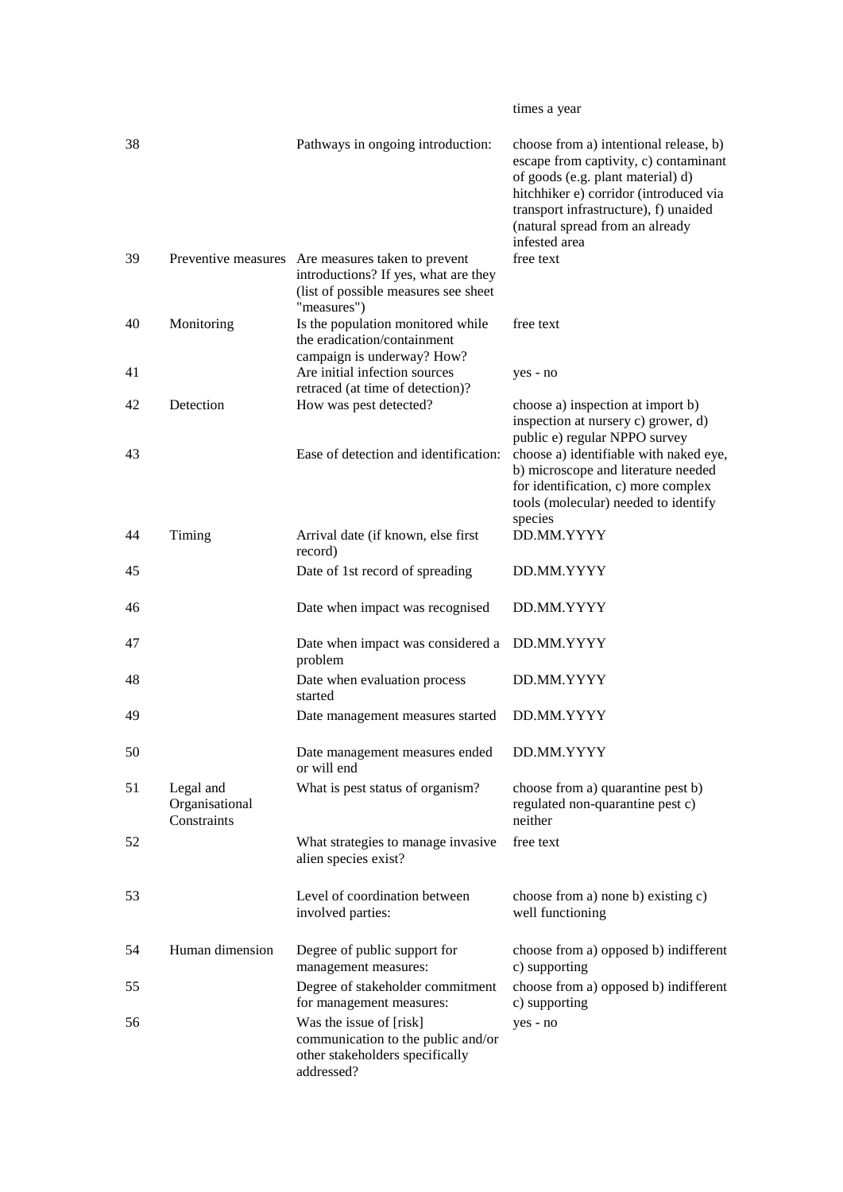| | | | times a year |
|---|---|---|---|
| 38 | | Pathways in ongoing introduction: | choose from a) intentional release, b) escape from captivity, c) contaminant of goods (e.g. plant material) d) hitchhiker e) corridor (introduced via transport infrastructure), f) unaided (natural spread from an already infested area |
| 39 | Preventive measures | Are measures taken to prevent introductions? If yes, what are they (list of possible measures see sheet "measures") | free text |
| 40 | Monitoring | Is the population monitored while the eradication/containment campaign is underway? How? | free text |
| 41 | | Are initial infection sources retraced (at time of detection)? | yes - no |
| 42 | Detection | How was pest detected? | choose a) inspection at import b) inspection at nursery c) grower, d) public e) regular NPPO survey |
| 43 | | Ease of detection and identification: | choose a) identifiable with naked eye, b) microscope and literature needed for identification, c) more complex tools (molecular) needed to identify species |
| 44 | Timing | Arrival date (if known, else first record) | DD.MM.YYYY |
| 45 | | Date of 1st record of spreading | DD.MM.YYYY |
| 46 | | Date when impact was recognised | DD.MM.YYYY |
| 47 | | Date when impact was considered a problem | DD.MM.YYYY |
| 48 | | Date when evaluation process started | DD.MM.YYYY |
| 49 | | Date management measures started | DD.MM.YYYY |
| 50 | | Date management measures ended or will end | DD.MM.YYYY |
| 51 | Legal and Organisational Constraints | What is pest status of organism? | choose from a) quarantine pest b) regulated non-quarantine pest c) neither |
| 52 | | What strategies to manage invasive alien species exist? | free text |
| 53 | | Level of coordination between involved parties: | choose from a) none b) existing c) well functioning |
| 54 | Human dimension | Degree of public support for management measures: | choose from a) opposed b) indifferent c) supporting |
| 55 | | Degree of stakeholder commitment for management measures: | choose from a) opposed b) indifferent c) supporting |
| 56 | | Was the issue of [risk] communication to the public and/or other stakeholders specifically addressed? | yes - no |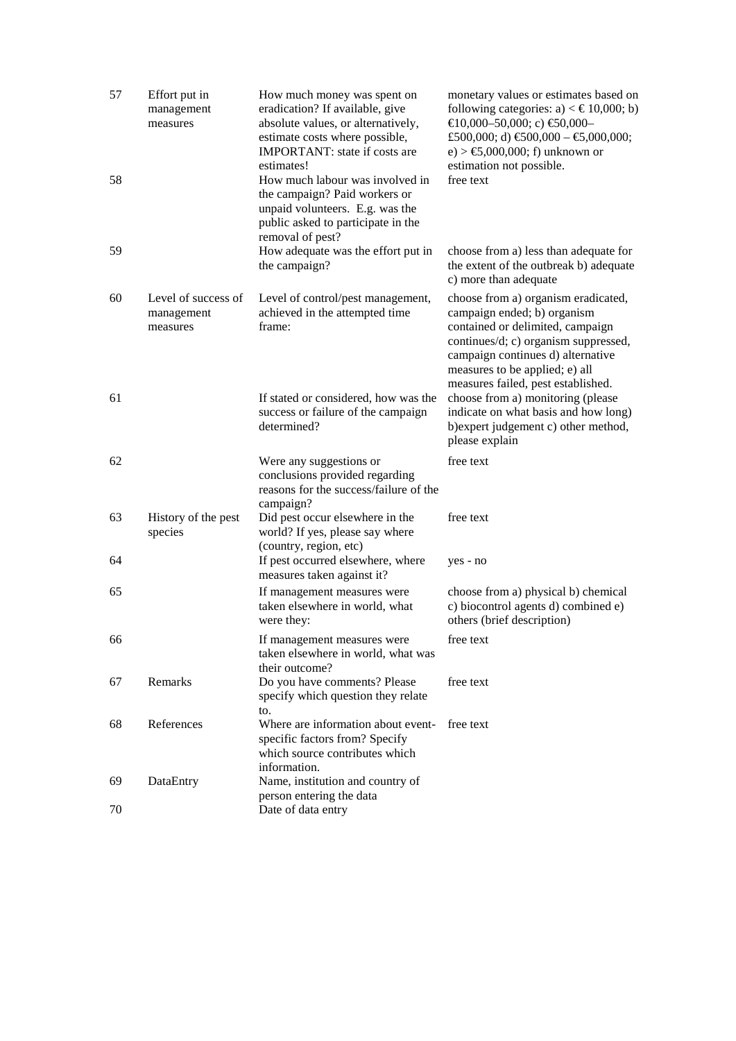| | | | |
|---|---|---|---|
| 57 | Effort put in management measures | How much money was spent on eradication? If available, give absolute values, or alternatively, estimate costs where possible, IMPORTANT: state if costs are estimates! | monetary values or estimates based on following categories: a) < € 10,000; b) €10,000–50,000; c) €50,000–£500,000; d) €500,000 – €5,000,000; e) > €5,000,000; f) unknown or estimation not possible. |
| 58 | | How much labour was involved in the campaign? Paid workers or unpaid volunteers. E.g. was the public asked to participate in the removal of pest? | free text |
| 59 | | How adequate was the effort put in the campaign? | choose from a) less than adequate for the extent of the outbreak b) adequate c) more than adequate |
| 60 | Level of success of management measures | Level of control/pest management, achieved in the attempted time frame: | choose from a) organism eradicated, campaign ended; b) organism contained or delimited, campaign continues/d; c) organism suppressed, campaign continues d) alternative measures to be applied; e) all measures failed, pest established. |
| 61 | | If stated or considered, how was the success or failure of the campaign determined? | choose from a) monitoring (please indicate on what basis and how long) b)expert judgement c) other method, please explain |
| 62 | | Were any suggestions or conclusions provided regarding reasons for the success/failure of the campaign? | free text |
| 63 | History of the pest species | Did pest occur elsewhere in the world? If yes, please say where (country, region, etc) | free text |
| 64 | | If pest occurred elsewhere, where measures taken against it? | yes - no |
| 65 | | If management measures were taken elsewhere in world, what were they: | choose from a) physical b) chemical c) biocontrol agents d) combined e) others (brief description) |
| 66 | | If management measures were taken elsewhere in world, what was their outcome? | free text |
| 67 | Remarks | Do you have comments? Please specify which question they relate to. | free text |
| 68 | References | Where are information about event-specific factors from? Specify which source contributes which information. | free text |
| 69 | DataEntry | Name, institution and country of person entering the data | |
| 70 | | Date of data entry | |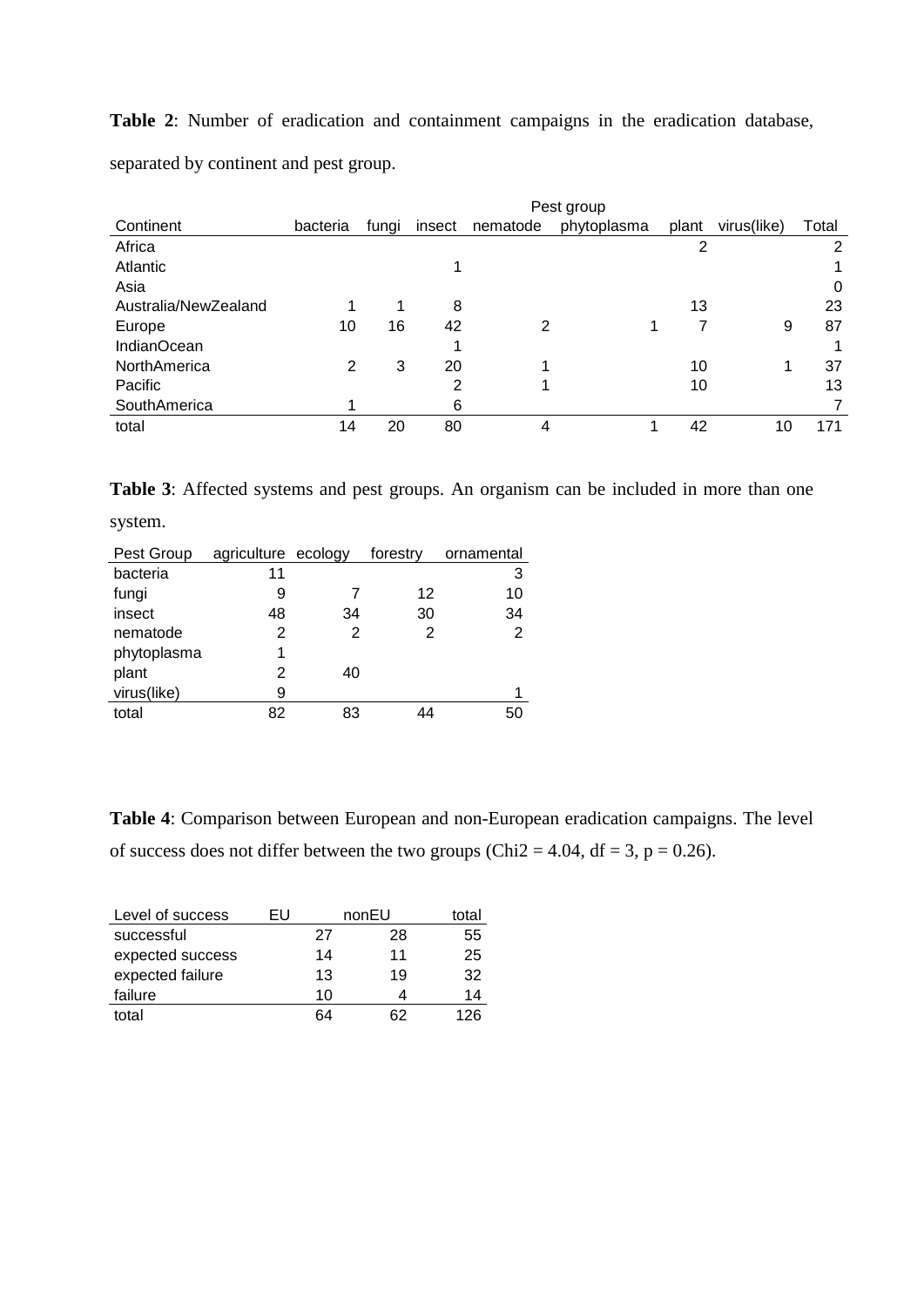**Table 2**: Number of eradication and containment campaigns in the eradication database, separated by continent and pest group.

| | Pest group | | | | | | | |
|---|---|---|---|---|---|---|---|---|
| Continent | bacteria | fungi | insect | nematode | phytoplasma | plant | virus(like) | Total |
| Africa | | | | | | 2 | | 2 |
| Atlantic | | | 1 | | | | | 1 |
| Asia | | | | | | | | 0 |
| Australia/NewZealand | 1 | 1 | 8 | | | 13 | | 23 |
| Europe | 10 | 16 | 42 | 2 | 1 | 7 | 9 | 87 |
| IndianOcean | | | 1 | | | | | 1 |
| NorthAmerica | 2 | 3 | 20 | 1 | | 10 | 1 | 37 |
| Pacific | | | 2 | 1 | | 10 | | 13 |
| SouthAmerica | 1 | | 6 | | | | | 7 |
| total | 14 | 20 | 80 | 4 | 1 | 42 | 10 | 171 |

**Table 3**: Affected systems and pest groups. An organism can be included in more than one system.

| Pest Group | agriculture | ecology | forestry | ornamental |
|---|---|---|---|---|
| bacteria | 11 | | | 3 |
| fungi | 9 | 7 | 12 | 10 |
| insect | 48 | 34 | 30 | 34 |
| nematode | 2 | 2 | 2 | 2 |
| phytoplasma | 1 | | | |
| plant | 2 | 40 | | |
| virus(like) | 9 | | | 1 |
| total | 82 | 83 | 44 | 50 |

**Table 4**: Comparison between European and non-European eradication campaigns. The level of success does not differ between the two groups (Chi2 = 4.04, df = 3, p = 0.26).

| Level of success | EU | nonEU | total |
|---|---|---|---|
| successful | 27 | 28 | 55 |
| expected success | 14 | 11 | 25 |
| expected failure | 13 | 19 | 32 |
| failure | 10 | 4 | 14 |
| total | 64 | 62 | 126 |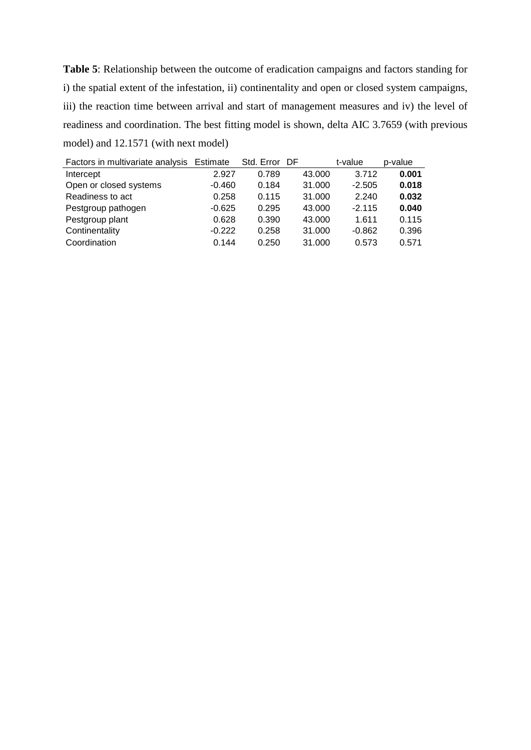**Table 5**: Relationship between the outcome of eradication campaigns and factors standing for i) the spatial extent of the infestation, ii) continentality and open or closed system campaigns, iii) the reaction time between arrival and start of management measures and iv) the level of readiness and coordination. The best fitting model is shown, delta AIC 3.7659 (with previous model) and 12.1571 (with next model)

| Factors in multivariate analysis | Estimate | Std. Error | DF | t-value | p-value |
|---|---|---|---|---|---|
| Intercept | 2.927 | 0.789 | 43.000 | 3.712 | **0.001** |
| Open or closed systems | -0.460 | 0.184 | 31.000 | -2.505 | **0.018** |
| Readiness to act | 0.258 | 0.115 | 31.000 | 2.240 | **0.032** |
| Pestgroup pathogen | -0.625 | 0.295 | 43.000 | -2.115 | **0.040** |
| Pestgroup plant | 0.628 | 0.390 | 43.000 | 1.611 | 0.115 |
| Continentality | -0.222 | 0.258 | 31.000 | -0.862 | 0.396 |
| Coordination | 0.144 | 0.250 | 31.000 | 0.573 | 0.571 |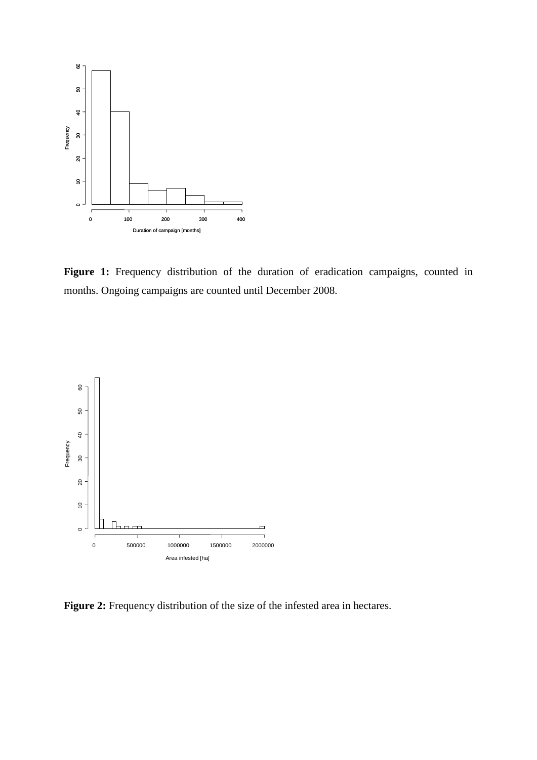**Figure 1:** Frequency distribution of the duration of eradication campaigns, counted in months. Ongoing campaigns are counted until December 2008.

**Figure 2:** Frequency distribution of the size of the infested area in hectares.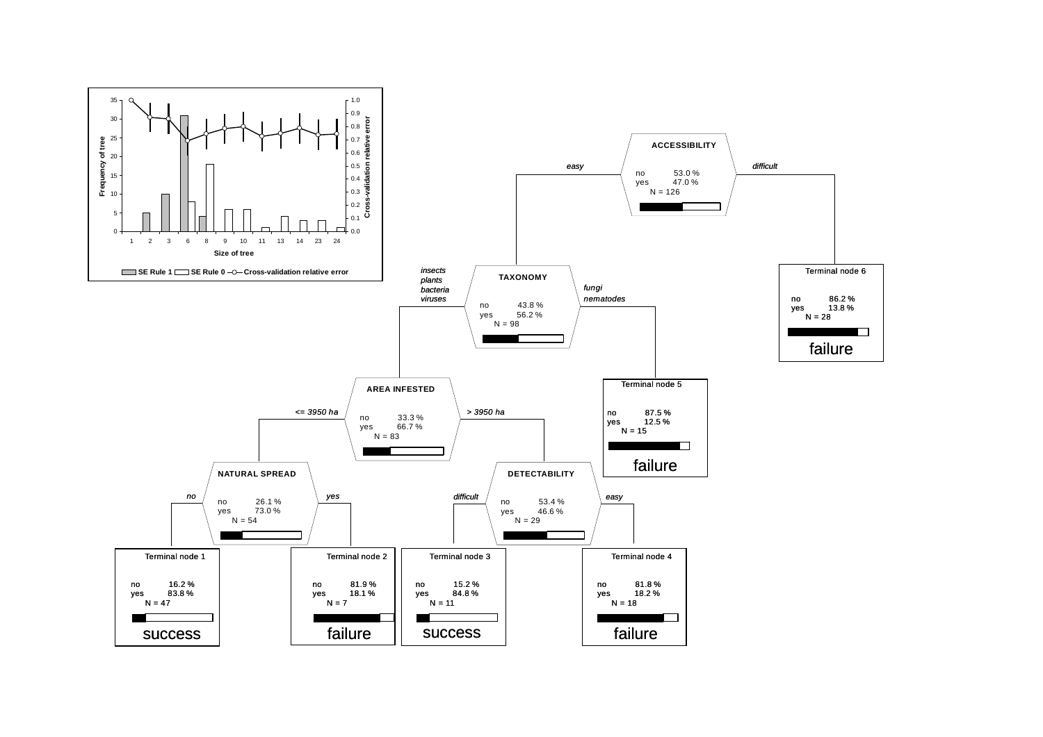Frequency of tree

Cross-validation relative error

Size of tree: 1, 2, 3, 6, 8, 9, 10, 11, 13, 14, 23, 24

SE Rule 1 | SE Rule 0 | Cross-validation relative error

**ACCESSIBILITY**
no 53.0 %
yes 47.0 %
N = 126

*easy* | *difficult*

**TAXONOMY**
no 43.8 %
yes 56.2 %
N = 98

*insects plants bacteria viruses* | *fungi nematodes*

Terminal node 6
no 86.2 %
yes 13.8 %
N = 28
failure

**AREA INFESTED**
no 33.3 %
yes 66.7 %
N = 83

*<= 3950 ha* | *> 3950 ha*

Terminal node 5
no 87.5 %
yes 12.5 %
N = 15
failure

**NATURAL SPREAD**
no 26.1 %
yes 73.0 %
N = 54

*no* | *yes*

**DETECTABILITY**
no 53.4 %
yes 46.6 %
N = 29

*difficult* | *easy*

Terminal node 1
no 16.2 %
yes 83.8 %
N = 47
success

Terminal node 2
no 81.9 %
yes 18.1 %
N = 7
failure

Terminal node 3
no 15.2 %
yes 84.8 %
N = 11
success

Terminal node 4
no 81.8 %
yes 18.2 %
N = 18
failure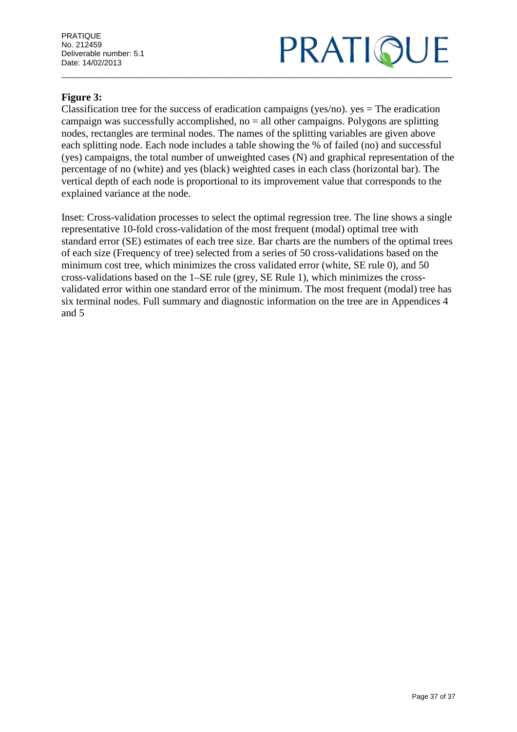**Figure 3:**

Classification tree for the success of eradication campaigns (yes/no). yes = The eradication campaign was successfully accomplished, no = all other campaigns. Polygons are splitting nodes, rectangles are terminal nodes. The names of the splitting variables are given above each splitting node. Each node includes a table showing the % of failed (no) and successful (yes) campaigns, the total number of unweighted cases (N) and graphical representation of the percentage of no (white) and yes (black) weighted cases in each class (horizontal bar). The vertical depth of each node is proportional to its improvement value that corresponds to the explained variance at the node.

Inset: Cross-validation processes to select the optimal regression tree. The line shows a single representative 10-fold cross-validation of the most frequent (modal) optimal tree with standard error (SE) estimates of each tree size. Bar charts are the numbers of the optimal trees of each size (Frequency of tree) selected from a series of 50 cross-validations based on the minimum cost tree, which minimizes the cross validated error (white, SE rule 0), and 50 cross-validations based on the 1–SE rule (grey, SE Rule 1), which minimizes the cross-validated error within one standard error of the minimum. The most frequent (modal) tree has six terminal nodes. Full summary and diagnostic information on the tree are in Appendices 4 and 5